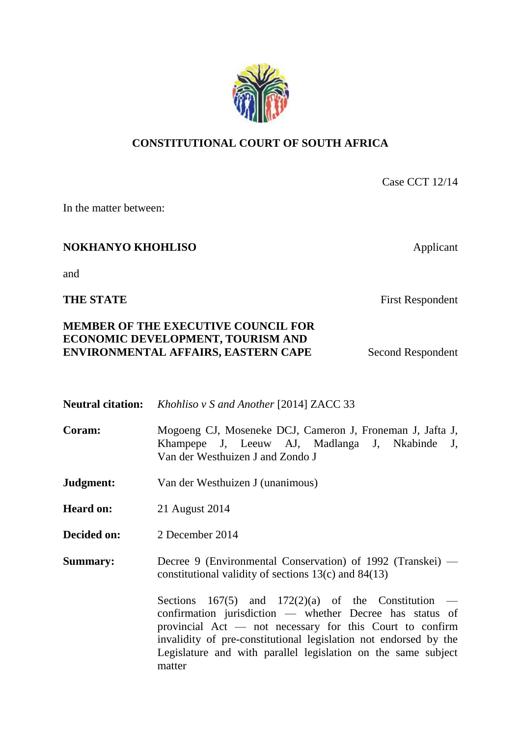# CONSTITUTIONAL COURT OF SOUTH AFRICA

Case CCT 12/14

In the matter between:

**NOKHANYO KHOHLISO** Applicant

and

**THE STATE** First Respondent

**MEMBER OF THE EXECUTIVE COUNCIL FOR ECONOMIC DEVELOPMENT, TOURISM AND ENVIRONMENTAL AFFAIRS, EASTERN CAPE** Second Respondent

**Neutral citation:** *Khohliso v S and Another* [2014] ZACC 33

**Coram:** Mogoeng CJ, Moseneke DCJ, Cameron J, Froneman J, Jafta J, Khampepe J, Leeuw AJ, Madlanga J, Nkabinde J, Van der Westhuizen J and Zondo J

**Judgment:** Van der Westhuizen J (unanimous)

**Heard on:** 21 August 2014

**Decided on:** 2 December 2014

**Summary:** Decree 9 (Environmental Conservation) of 1992 (Transkei) — constitutional validity of sections 13(c) and 84(13)

Sections 167(5) and 172(2)(a) of the Constitution — confirmation jurisdiction — whether Decree has status of provincial Act — not necessary for this Court to confirm invalidity of pre-constitutional legislation not endorsed by the Legislature and with parallel legislation on the same subject matter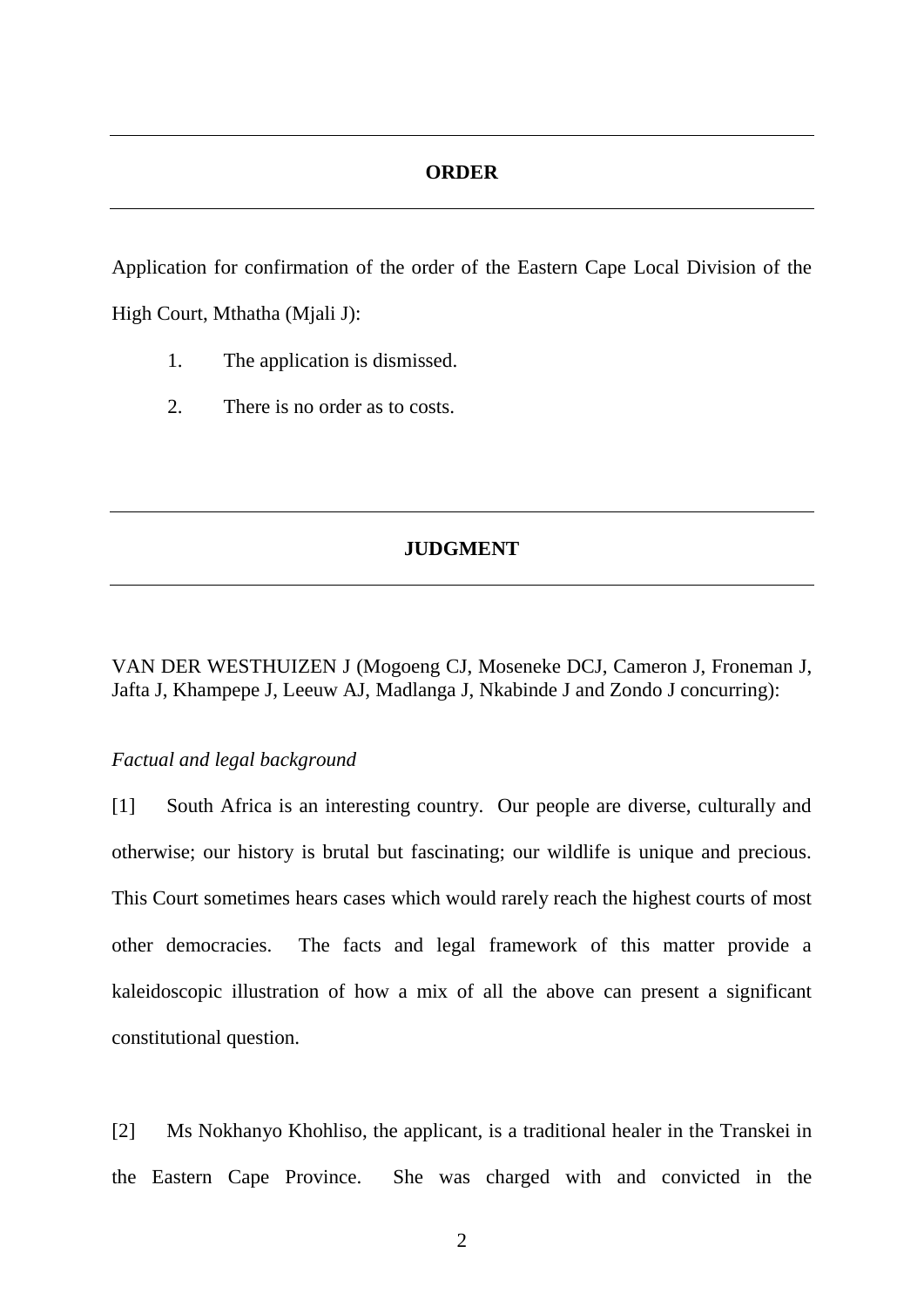## ORDER

Application for confirmation of the order of the Eastern Cape Local Division of the High Court, Mthatha (Mjali J):

1. The application is dismissed.
2. There is no order as to costs.

## JUDGMENT

VAN DER WESTHUIZEN J (Mogoeng CJ, Moseneke DCJ, Cameron J, Froneman J, Jafta J, Khampepe J, Leeuw AJ, Madlanga J, Nkabinde J and Zondo J concurring):

*Factual and legal background*

[1] South Africa is an interesting country. Our people are diverse, culturally and otherwise; our history is brutal but fascinating; our wildlife is unique and precious. This Court sometimes hears cases which would rarely reach the highest courts of most other democracies. The facts and legal framework of this matter provide a kaleidoscopic illustration of how a mix of all the above can present a significant constitutional question.

[2] Ms Nokhanyo Khohliso, the applicant, is a traditional healer in the Transkei in the Eastern Cape Province. She was charged with and convicted in the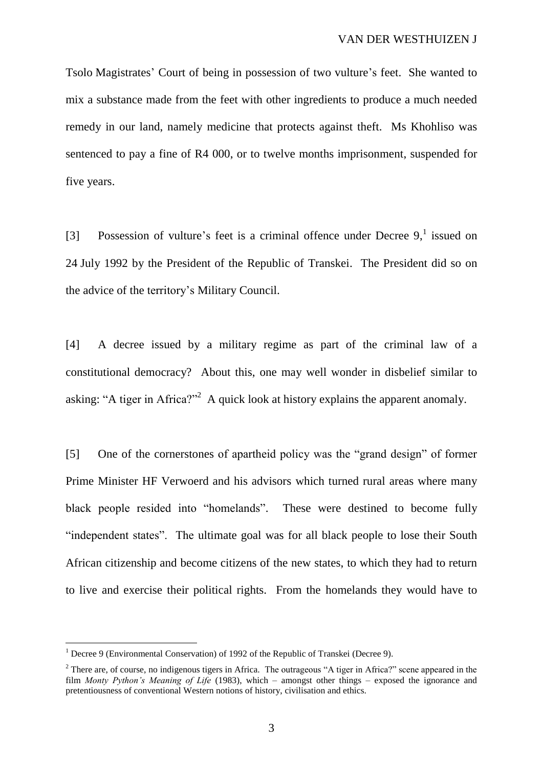Tsolo Magistrates' Court of being in possession of two vulture's feet. She wanted to mix a substance made from the feet with other ingredients to produce a much needed remedy in our land, namely medicine that protects against theft. Ms Khohliso was sentenced to pay a fine of R4 000, or to twelve months imprisonment, suspended for five years.

[3] Possession of vulture's feet is a criminal offence under Decree 9,[1] issued on 24 July 1992 by the President of the Republic of Transkei. The President did so on the advice of the territory's Military Council.

[4] A decree issued by a military regime as part of the criminal law of a constitutional democracy? About this, one may well wonder in disbelief similar to asking: "A tiger in Africa?"[2] A quick look at history explains the apparent anomaly.

[5] One of the cornerstones of apartheid policy was the "grand design" of former Prime Minister HF Verwoerd and his advisors which turned rural areas where many black people resided into "homelands". These were destined to become fully "independent states". The ultimate goal was for all black people to lose their South African citizenship and become citizens of the new states, to which they had to return to live and exercise their political rights. From the homelands they would have to

---

[1] Decree 9 (Environmental Conservation) of 1992 of the Republic of Transkei (Decree 9).

[2] There are, of course, no indigenous tigers in Africa. The outrageous "A tiger in Africa?" scene appeared in the film *Monty Python's Meaning of Life* (1983), which – amongst other things – exposed the ignorance and pretentiousness of conventional Western notions of history, civilisation and ethics.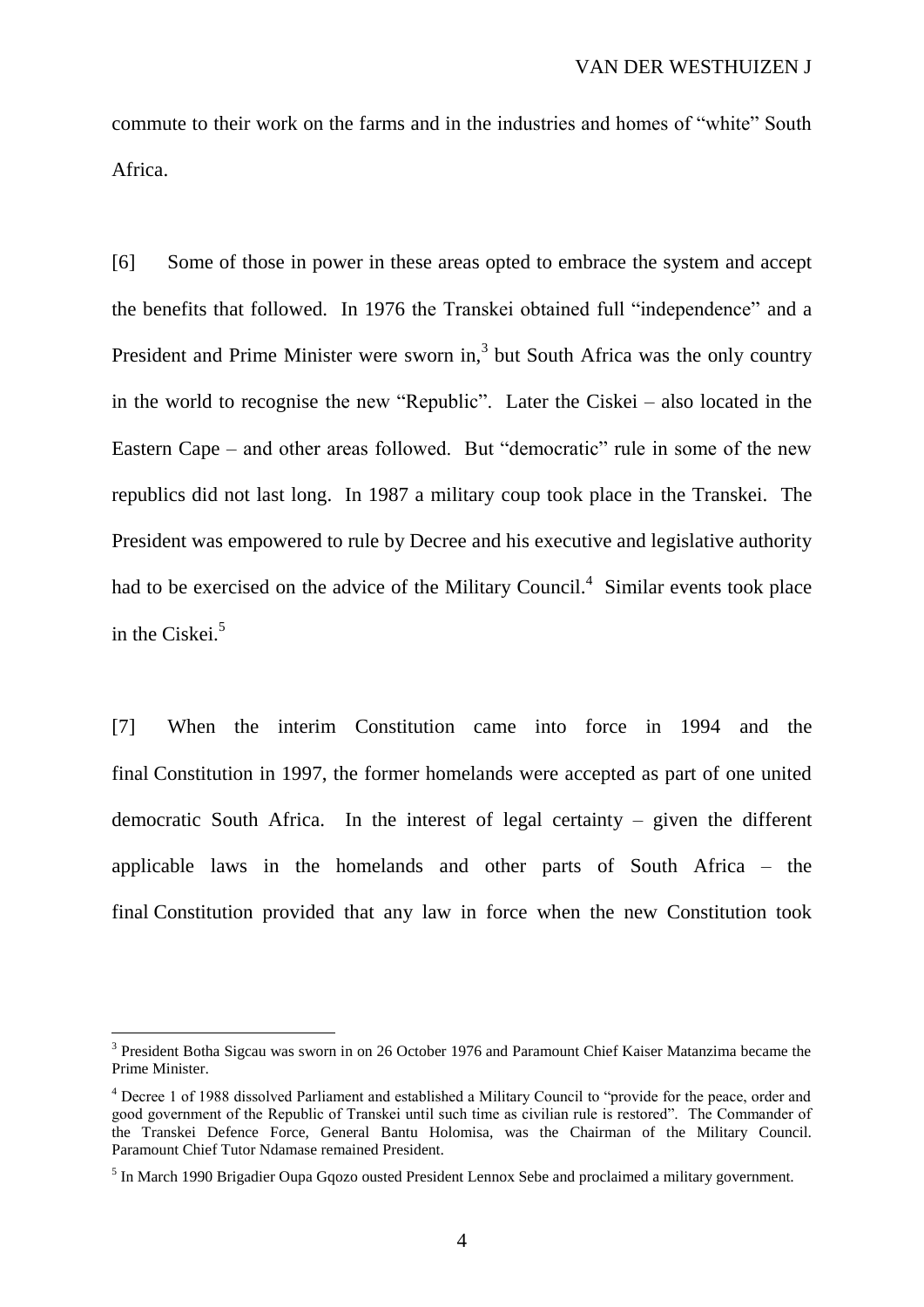commute to their work on the farms and in the industries and homes of "white" South Africa.

[6] Some of those in power in these areas opted to embrace the system and accept the benefits that followed. In 1976 the Transkei obtained full "independence" and a President and Prime Minister were sworn in,[3] but South Africa was the only country in the world to recognise the new "Republic". Later the Ciskei – also located in the Eastern Cape – and other areas followed. But "democratic" rule in some of the new republics did not last long. In 1987 a military coup took place in the Transkei. The President was empowered to rule by Decree and his executive and legislative authority had to be exercised on the advice of the Military Council.[4] Similar events took place in the Ciskei.[5]

[7] When the interim Constitution came into force in 1994 and the final Constitution in 1997, the former homelands were accepted as part of one united democratic South Africa. In the interest of legal certainty – given the different applicable laws in the homelands and other parts of South Africa – the final Constitution provided that any law in force when the new Constitution took

---

[3] President Botha Sigcau was sworn in on 26 October 1976 and Paramount Chief Kaiser Matanzima became the Prime Minister.

[4] Decree 1 of 1988 dissolved Parliament and established a Military Council to "provide for the peace, order and good government of the Republic of Transkei until such time as civilian rule is restored". The Commander of the Transkei Defence Force, General Bantu Holomisa, was the Chairman of the Military Council. Paramount Chief Tutor Ndamase remained President.

[5] In March 1990 Brigadier Oupa Gqozo ousted President Lennox Sebe and proclaimed a military government.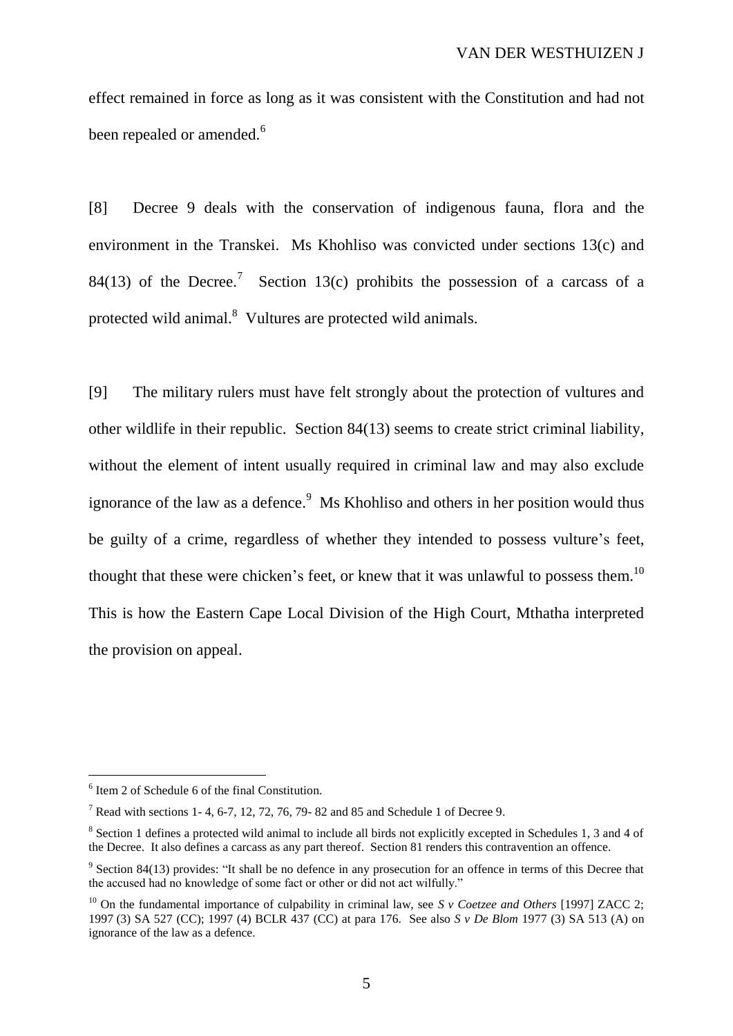effect remained in force as long as it was consistent with the Constitution and had not been repealed or amended.[6]

[8] Decree 9 deals with the conservation of indigenous fauna, flora and the environment in the Transkei. Ms Khohliso was convicted under sections 13(c) and 84(13) of the Decree.[7] Section 13(c) prohibits the possession of a carcass of a protected wild animal.[8] Vultures are protected wild animals.

[9] The military rulers must have felt strongly about the protection of vultures and other wildlife in their republic. Section 84(13) seems to create strict criminal liability, without the element of intent usually required in criminal law and may also exclude ignorance of the law as a defence.[9] Ms Khohliso and others in her position would thus be guilty of a crime, regardless of whether they intended to possess vulture's feet, thought that these were chicken's feet, or knew that it was unlawful to possess them.[10] This is how the Eastern Cape Local Division of the High Court, Mthatha interpreted the provision on appeal.

---

[6] Item 2 of Schedule 6 of the final Constitution.

[7] Read with sections 1- 4, 6-7, 12, 72, 76, 79- 82 and 85 and Schedule 1 of Decree 9.

[8] Section 1 defines a protected wild animal to include all birds not explicitly excepted in Schedules 1, 3 and 4 of the Decree. It also defines a carcass as any part thereof. Section 81 renders this contravention an offence.

[9] Section 84(13) provides: "It shall be no defence in any prosecution for an offence in terms of this Decree that the accused had no knowledge of some fact or other or did not act wilfully."

[10] On the fundamental importance of culpability in criminal law, see *S v Coetzee and Others* [1997] ZACC 2; 1997 (3) SA 527 (CC); 1997 (4) BCLR 437 (CC) at para 176. See also *S v De Blom* 1977 (3) SA 513 (A) on ignorance of the law as a defence.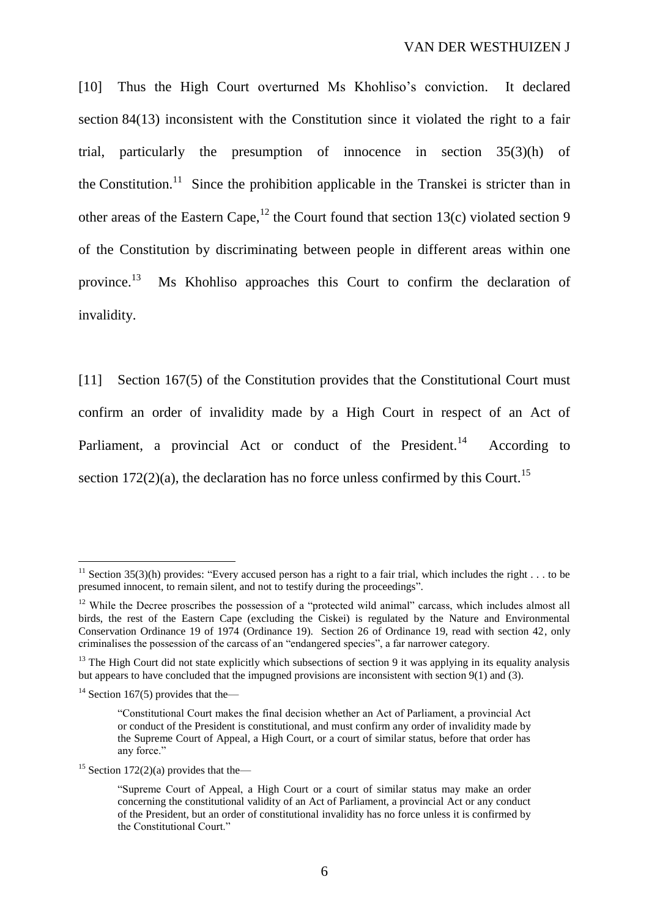[10] Thus the High Court overturned Ms Khohliso's conviction. It declared section 84(13) inconsistent with the Constitution since it violated the right to a fair trial, particularly the presumption of innocence in section 35(3)(h) of the Constitution.[11] Since the prohibition applicable in the Transkei is stricter than in other areas of the Eastern Cape,[12] the Court found that section 13(c) violated section 9 of the Constitution by discriminating between people in different areas within one province.[13] Ms Khohliso approaches this Court to confirm the declaration of invalidity.

[11] Section 167(5) of the Constitution provides that the Constitutional Court must confirm an order of invalidity made by a High Court in respect of an Act of Parliament, a provincial Act or conduct of the President.[14] According to section 172(2)(a), the declaration has no force unless confirmed by this Court.[15]

---

[11] Section 35(3)(h) provides: "Every accused person has a right to a fair trial, which includes the right . . . to be presumed innocent, to remain silent, and not to testify during the proceedings".

[12] While the Decree proscribes the possession of a "protected wild animal" carcass, which includes almost all birds, the rest of the Eastern Cape (excluding the Ciskei) is regulated by the Nature and Environmental Conservation Ordinance 19 of 1974 (Ordinance 19). Section 26 of Ordinance 19, read with section 42, only criminalises the possession of the carcass of an "endangered species", a far narrower category.

[13] The High Court did not state explicitly which subsections of section 9 it was applying in its equality analysis but appears to have concluded that the impugned provisions are inconsistent with section 9(1) and (3).

[14] Section 167(5) provides that the—

> "Constitutional Court makes the final decision whether an Act of Parliament, a provincial Act or conduct of the President is constitutional, and must confirm any order of invalidity made by the Supreme Court of Appeal, a High Court, or a court of similar status, before that order has any force."

[15] Section 172(2)(a) provides that the—

> "Supreme Court of Appeal, a High Court or a court of similar status may make an order concerning the constitutional validity of an Act of Parliament, a provincial Act or any conduct of the President, but an order of constitutional invalidity has no force unless it is confirmed by the Constitutional Court."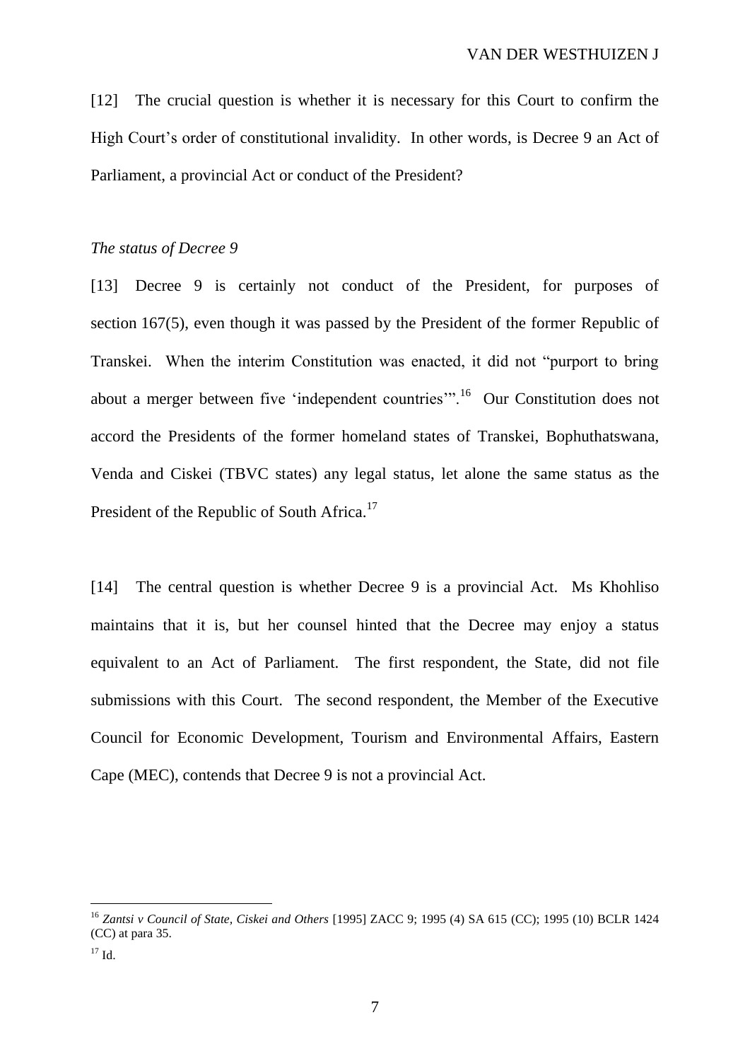[12] The crucial question is whether it is necessary for this Court to confirm the High Court's order of constitutional invalidity. In other words, is Decree 9 an Act of Parliament, a provincial Act or conduct of the President?

*The status of Decree 9*

[13] Decree 9 is certainly not conduct of the President, for purposes of section 167(5), even though it was passed by the President of the former Republic of Transkei. When the interim Constitution was enacted, it did not "purport to bring about a merger between five 'independent countries'".[16] Our Constitution does not accord the Presidents of the former homeland states of Transkei, Bophuthatswana, Venda and Ciskei (TBVC states) any legal status, let alone the same status as the President of the Republic of South Africa.[17]

[14] The central question is whether Decree 9 is a provincial Act. Ms Khohliso maintains that it is, but her counsel hinted that the Decree may enjoy a status equivalent to an Act of Parliament. The first respondent, the State, did not file submissions with this Court. The second respondent, the Member of the Executive Council for Economic Development, Tourism and Environmental Affairs, Eastern Cape (MEC), contends that Decree 9 is not a provincial Act.

---

[16] *Zantsi v Council of State, Ciskei and Others* [1995] ZACC 9; 1995 (4) SA 615 (CC); 1995 (10) BCLR 1424 (CC) at para 35.

[17] Id.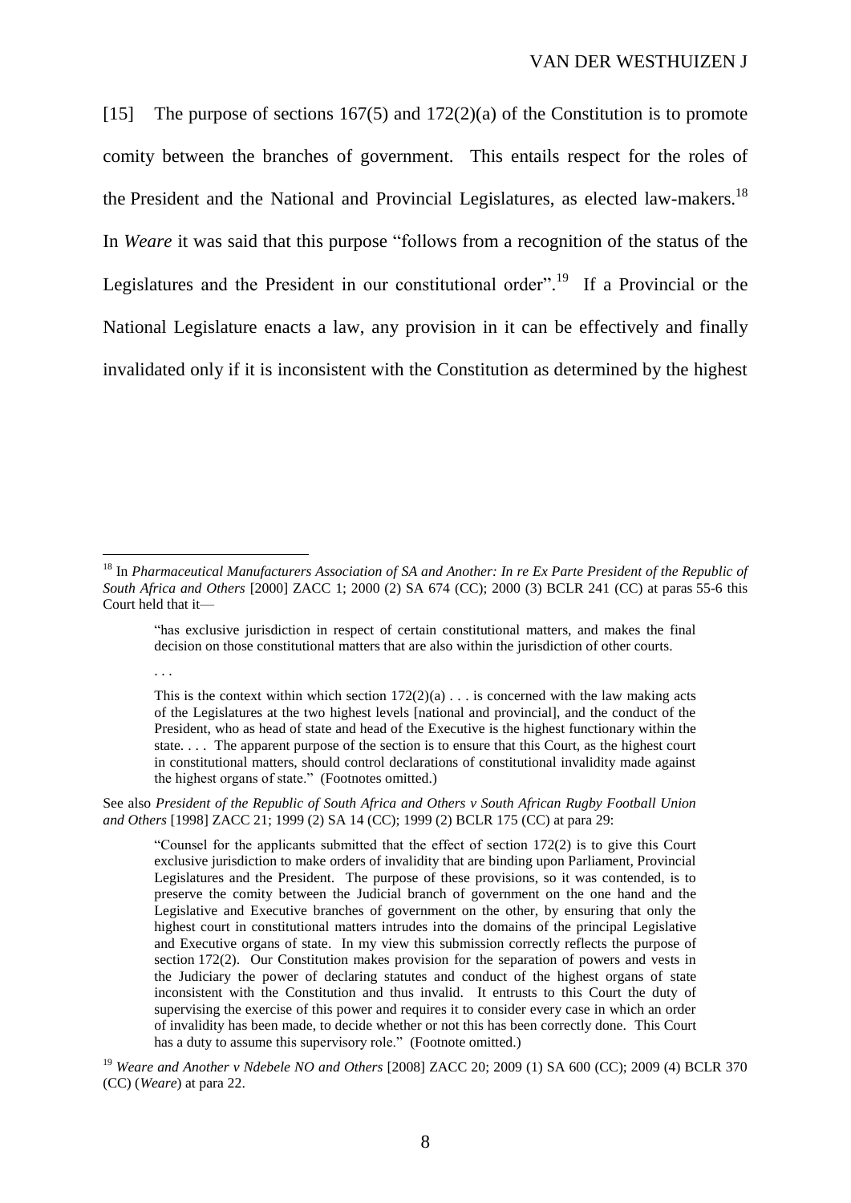[15] The purpose of sections 167(5) and 172(2)(a) of the Constitution is to promote comity between the branches of government. This entails respect for the roles of the President and the National and Provincial Legislatures, as elected law-makers.[18] In *Weare* it was said that this purpose "follows from a recognition of the status of the Legislatures and the President in our constitutional order".[19] If a Provincial or the National Legislature enacts a law, any provision in it can be effectively and finally invalidated only if it is inconsistent with the Constitution as determined by the highest

---

[18] In *Pharmaceutical Manufacturers Association of SA and Another: In re Ex Parte President of the Republic of South Africa and Others* [2000] ZACC 1; 2000 (2) SA 674 (CC); 2000 (3) BCLR 241 (CC) at paras 55-6 this Court held that it—

> "has exclusive jurisdiction in respect of certain constitutional matters, and makes the final decision on those constitutional matters that are also within the jurisdiction of other courts.
>
> . . .
>
> This is the context within which section 172(2)(a) . . . is concerned with the law making acts of the Legislatures at the two highest levels [national and provincial], and the conduct of the President, who as head of state and head of the Executive is the highest functionary within the state. . . . The apparent purpose of the section is to ensure that this Court, as the highest court in constitutional matters, should control declarations of constitutional invalidity made against the highest organs of state." (Footnotes omitted.)

See also *President of the Republic of South Africa and Others v South African Rugby Football Union and Others* [1998] ZACC 21; 1999 (2) SA 14 (CC); 1999 (2) BCLR 175 (CC) at para 29:

> "Counsel for the applicants submitted that the effect of section 172(2) is to give this Court exclusive jurisdiction to make orders of invalidity that are binding upon Parliament, Provincial Legislatures and the President. The purpose of these provisions, so it was contended, is to preserve the comity between the Judicial branch of government on the one hand and the Legislative and Executive branches of government on the other, by ensuring that only the highest court in constitutional matters intrudes into the domains of the principal Legislative and Executive organs of state. In my view this submission correctly reflects the purpose of section 172(2). Our Constitution makes provision for the separation of powers and vests in the Judiciary the power of declaring statutes and conduct of the highest organs of state inconsistent with the Constitution and thus invalid. It entrusts to this Court the duty of supervising the exercise of this power and requires it to consider every case in which an order of invalidity has been made, to decide whether or not this has been correctly done. This Court has a duty to assume this supervisory role." (Footnote omitted.)

[19] *Weare and Another v Ndebele NO and Others* [2008] ZACC 20; 2009 (1) SA 600 (CC); 2009 (4) BCLR 370 (CC) (*Weare*) at para 22.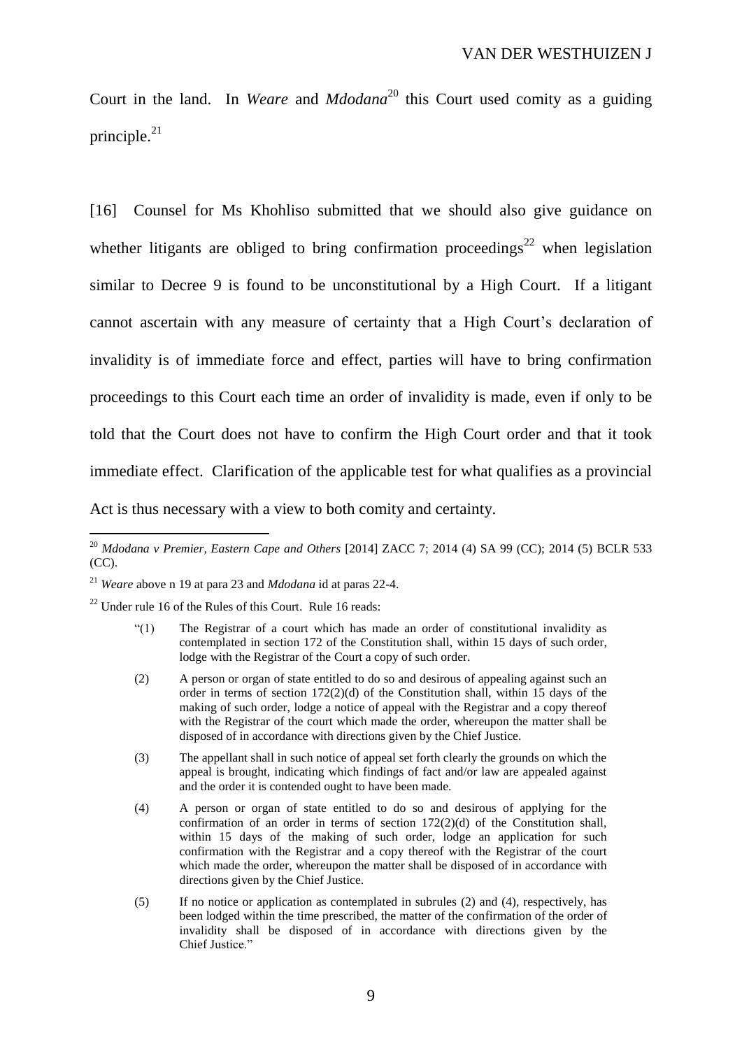Court in the land. In *Weare* and *Mdodana*[20] this Court used comity as a guiding principle.[21]

[16] Counsel for Ms Khohliso submitted that we should also give guidance on whether litigants are obliged to bring confirmation proceedings[22] when legislation similar to Decree 9 is found to be unconstitutional by a High Court. If a litigant cannot ascertain with any measure of certainty that a High Court's declaration of invalidity is of immediate force and effect, parties will have to bring confirmation proceedings to this Court each time an order of invalidity is made, even if only to be told that the Court does not have to confirm the High Court order and that it took immediate effect. Clarification of the applicable test for what qualifies as a provincial Act is thus necessary with a view to both comity and certainty.

---

[20] *Mdodana v Premier, Eastern Cape and Others* [2014] ZACC 7; 2014 (4) SA 99 (CC); 2014 (5) BCLR 533 (CC).

[21] *Weare* above n 19 at para 23 and *Mdodana* id at paras 22-4.

[22] Under rule 16 of the Rules of this Court. Rule 16 reads:

> "(1) The Registrar of a court which has made an order of constitutional invalidity as contemplated in section 172 of the Constitution shall, within 15 days of such order, lodge with the Registrar of the Court a copy of such order.
>
> (2) A person or organ of state entitled to do so and desirous of appealing against such an order in terms of section 172(2)(d) of the Constitution shall, within 15 days of the making of such order, lodge a notice of appeal with the Registrar and a copy thereof with the Registrar of the court which made the order, whereupon the matter shall be disposed of in accordance with directions given by the Chief Justice.
>
> (3) The appellant shall in such notice of appeal set forth clearly the grounds on which the appeal is brought, indicating which findings of fact and/or law are appealed against and the order it is contended ought to have been made.
>
> (4) A person or organ of state entitled to do so and desirous of applying for the confirmation of an order in terms of section 172(2)(d) of the Constitution shall, within 15 days of the making of such order, lodge an application for such confirmation with the Registrar and a copy thereof with the Registrar of the court which made the order, whereupon the matter shall be disposed of in accordance with directions given by the Chief Justice.
>
> (5) If no notice or application as contemplated in subrules (2) and (4), respectively, has been lodged within the time prescribed, the matter of the confirmation of the order of invalidity shall be disposed of in accordance with directions given by the Chief Justice."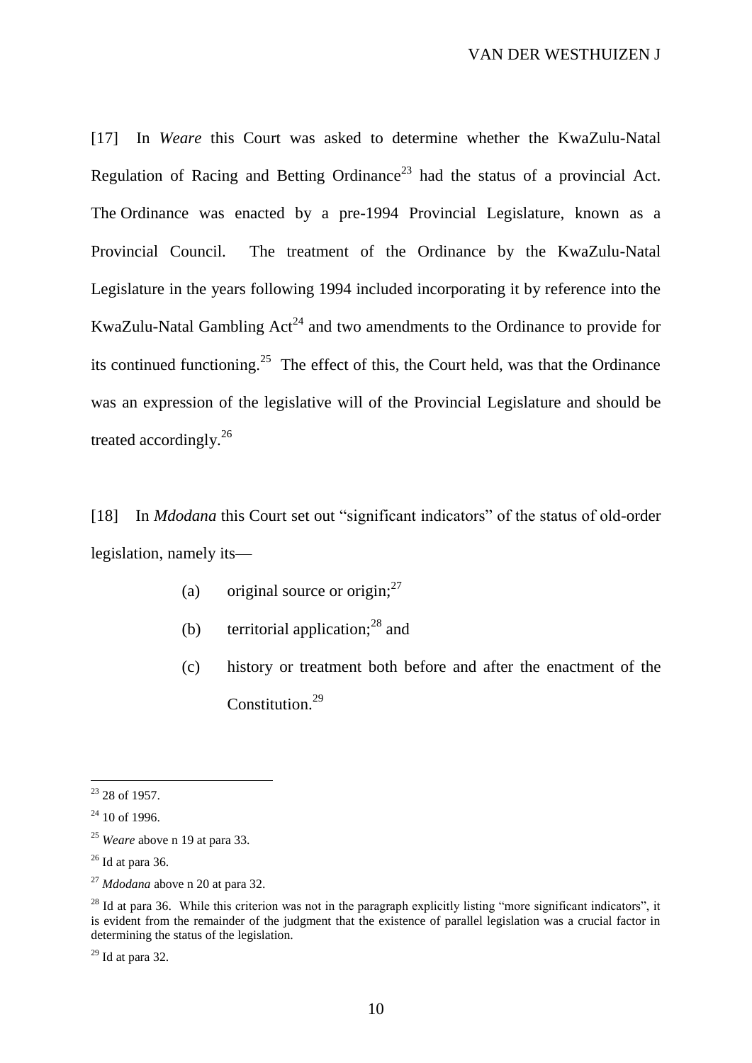[17] In *Weare* this Court was asked to determine whether the KwaZulu-Natal Regulation of Racing and Betting Ordinance[23] had the status of a provincial Act. The Ordinance was enacted by a pre-1994 Provincial Legislature, known as a Provincial Council. The treatment of the Ordinance by the KwaZulu-Natal Legislature in the years following 1994 included incorporating it by reference into the KwaZulu-Natal Gambling Act[24] and two amendments to the Ordinance to provide for its continued functioning.[25] The effect of this, the Court held, was that the Ordinance was an expression of the legislative will of the Provincial Legislature and should be treated accordingly.[26]

[18] In *Mdodana* this Court set out "significant indicators" of the status of old-order legislation, namely its—

> (a) original source or origin;[27]
>
> (b) territorial application;[28] and
>
> (c) history or treatment both before and after the enactment of the Constitution.[29]

---

[23] 28 of 1957.

[24] 10 of 1996.

[25] *Weare* above n 19 at para 33.

[26] Id at para 36.

[27] *Mdodana* above n 20 at para 32.

[28] Id at para 36. While this criterion was not in the paragraph explicitly listing "more significant indicators", it is evident from the remainder of the judgment that the existence of parallel legislation was a crucial factor in determining the status of the legislation.

[29] Id at para 32.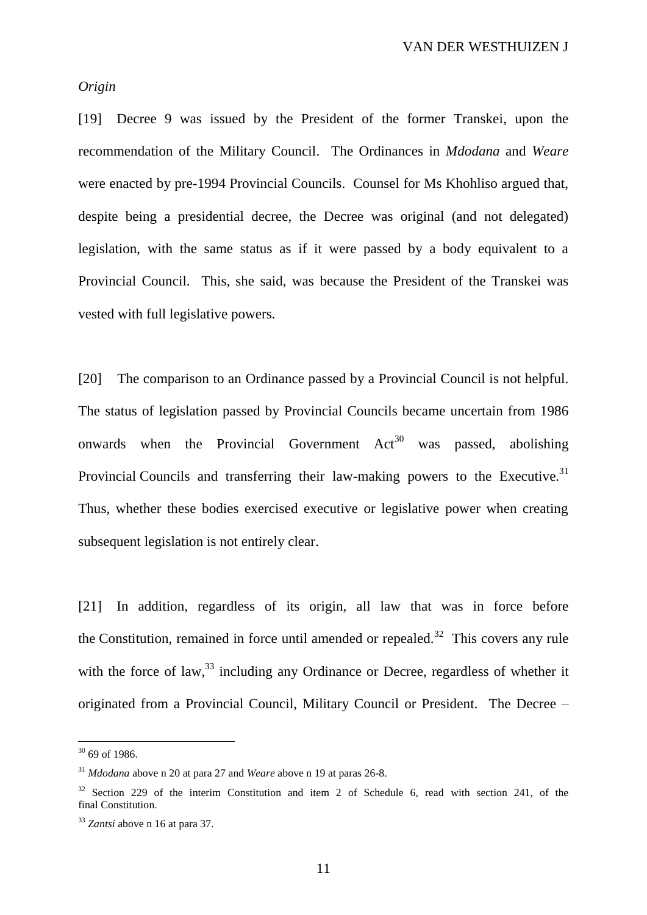*Origin*

[19] Decree 9 was issued by the President of the former Transkei, upon the recommendation of the Military Council. The Ordinances in *Mdodana* and *Weare* were enacted by pre-1994 Provincial Councils. Counsel for Ms Khohliso argued that, despite being a presidential decree, the Decree was original (and not delegated) legislation, with the same status as if it were passed by a body equivalent to a Provincial Council. This, she said, was because the President of the Transkei was vested with full legislative powers.

[20] The comparison to an Ordinance passed by a Provincial Council is not helpful. The status of legislation passed by Provincial Councils became uncertain from 1986 onwards when the Provincial Government Act[30] was passed, abolishing Provincial Councils and transferring their law-making powers to the Executive.[31] Thus, whether these bodies exercised executive or legislative power when creating subsequent legislation is not entirely clear.

[21] In addition, regardless of its origin, all law that was in force before the Constitution, remained in force until amended or repealed.[32] This covers any rule with the force of law,[33] including any Ordinance or Decree, regardless of whether it originated from a Provincial Council, Military Council or President. The Decree –

---

[30] 69 of 1986.

[31] *Mdodana* above n 20 at para 27 and *Weare* above n 19 at paras 26-8.

[32] Section 229 of the interim Constitution and item 2 of Schedule 6, read with section 241, of the final Constitution.

[33] *Zantsi* above n 16 at para 37.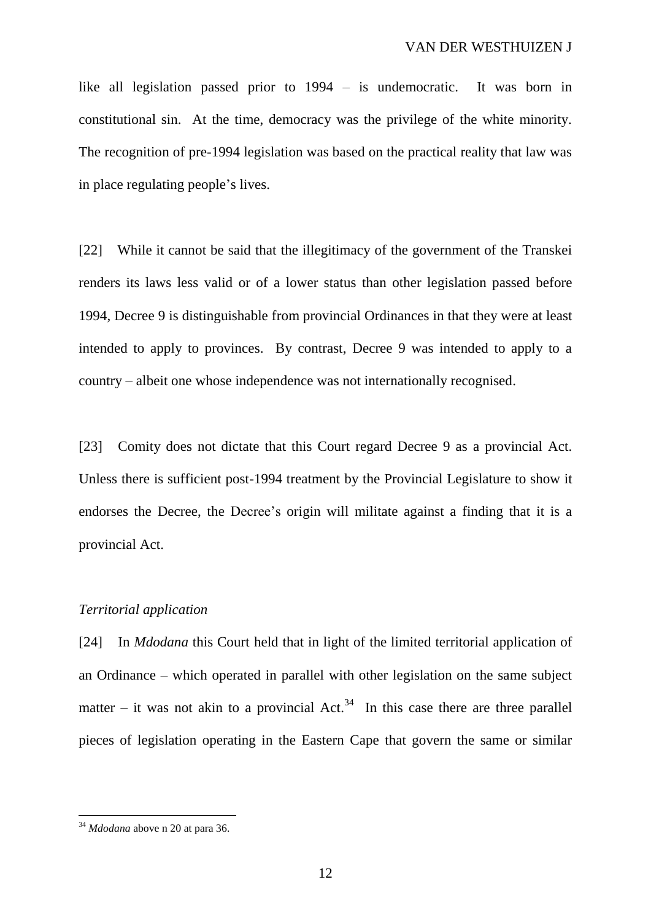like all legislation passed prior to 1994 – is undemocratic. It was born in constitutional sin. At the time, democracy was the privilege of the white minority. The recognition of pre-1994 legislation was based on the practical reality that law was in place regulating people's lives.

[22] While it cannot be said that the illegitimacy of the government of the Transkei renders its laws less valid or of a lower status than other legislation passed before 1994, Decree 9 is distinguishable from provincial Ordinances in that they were at least intended to apply to provinces. By contrast, Decree 9 was intended to apply to a country – albeit one whose independence was not internationally recognised.

[23] Comity does not dictate that this Court regard Decree 9 as a provincial Act. Unless there is sufficient post-1994 treatment by the Provincial Legislature to show it endorses the Decree, the Decree's origin will militate against a finding that it is a provincial Act.

*Territorial application*

[24] In *Mdodana* this Court held that in light of the limited territorial application of an Ordinance – which operated in parallel with other legislation on the same subject matter – it was not akin to a provincial Act.[34] In this case there are three parallel pieces of legislation operating in the Eastern Cape that govern the same or similar

---

[34] *Mdodana* above n 20 at para 36.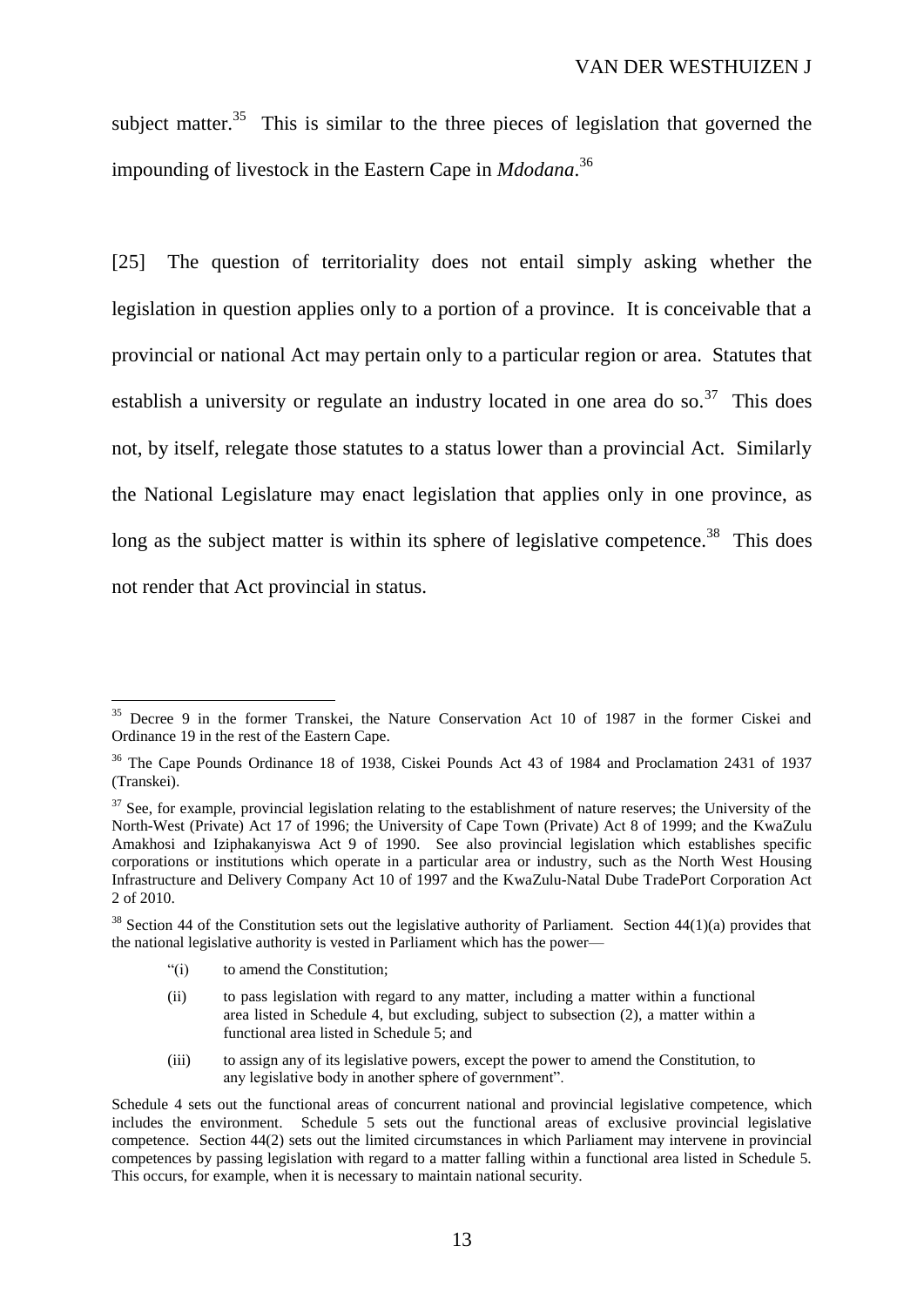subject matter.[35] This is similar to the three pieces of legislation that governed the impounding of livestock in the Eastern Cape in *Mdodana*.[36]

[25] The question of territoriality does not entail simply asking whether the legislation in question applies only to a portion of a province. It is conceivable that a provincial or national Act may pertain only to a particular region or area. Statutes that establish a university or regulate an industry located in one area do so.[37] This does not, by itself, relegate those statutes to a status lower than a provincial Act. Similarly the National Legislature may enact legislation that applies only in one province, as long as the subject matter is within its sphere of legislative competence.[38] This does not render that Act provincial in status.

---

[35] Decree 9 in the former Transkei, the Nature Conservation Act 10 of 1987 in the former Ciskei and Ordinance 19 in the rest of the Eastern Cape.

[36] The Cape Pounds Ordinance 18 of 1938, Ciskei Pounds Act 43 of 1984 and Proclamation 2431 of 1937 (Transkei).

[37] See, for example, provincial legislation relating to the establishment of nature reserves; the University of the North-West (Private) Act 17 of 1996; the University of Cape Town (Private) Act 8 of 1999; and the KwaZulu Amakhosi and Iziphakanyiswa Act 9 of 1990. See also provincial legislation which establishes specific corporations or institutions which operate in a particular area or industry, such as the North West Housing Infrastructure and Delivery Company Act 10 of 1997 and the KwaZulu-Natal Dube TradePort Corporation Act 2 of 2010.

[38] Section 44 of the Constitution sets out the legislative authority of Parliament. Section 44(1)(a) provides that the national legislative authority is vested in Parliament which has the power—

> "(i) to amend the Constitution;
>
> (ii) to pass legislation with regard to any matter, including a matter within a functional area listed in Schedule 4, but excluding, subject to subsection (2), a matter within a functional area listed in Schedule 5; and
>
> (iii) to assign any of its legislative powers, except the power to amend the Constitution, to any legislative body in another sphere of government".

Schedule 4 sets out the functional areas of concurrent national and provincial legislative competence, which includes the environment. Schedule 5 sets out the functional areas of exclusive provincial legislative competence. Section 44(2) sets out the limited circumstances in which Parliament may intervene in provincial competences by passing legislation with regard to a matter falling within a functional area listed in Schedule 5. This occurs, for example, when it is necessary to maintain national security.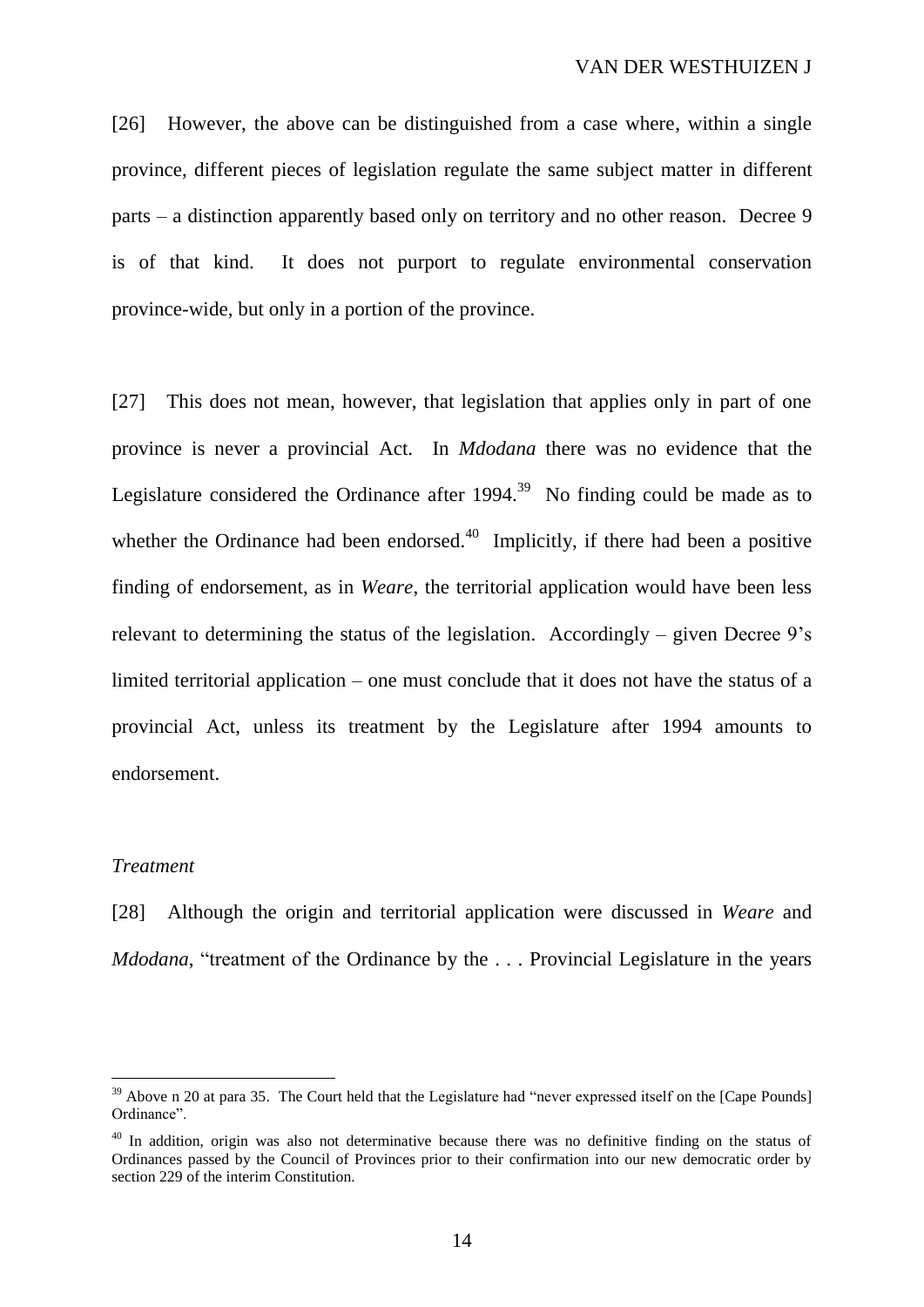[26] However, the above can be distinguished from a case where, within a single province, different pieces of legislation regulate the same subject matter in different parts – a distinction apparently based only on territory and no other reason. Decree 9 is of that kind. It does not purport to regulate environmental conservation province-wide, but only in a portion of the province.

[27] This does not mean, however, that legislation that applies only in part of one province is never a provincial Act. In *Mdodana* there was no evidence that the Legislature considered the Ordinance after 1994.[39] No finding could be made as to whether the Ordinance had been endorsed.[40] Implicitly, if there had been a positive finding of endorsement, as in *Weare*, the territorial application would have been less relevant to determining the status of the legislation. Accordingly – given Decree 9's limited territorial application – one must conclude that it does not have the status of a provincial Act, unless its treatment by the Legislature after 1994 amounts to endorsement.

*Treatment*

[28] Although the origin and territorial application were discussed in *Weare* and *Mdodana*, "treatment of the Ordinance by the . . . Provincial Legislature in the years

---

[39] Above n 20 at para 35. The Court held that the Legislature had "never expressed itself on the [Cape Pounds] Ordinance".

[40] In addition, origin was also not determinative because there was no definitive finding on the status of Ordinances passed by the Council of Provinces prior to their confirmation into our new democratic order by section 229 of the interim Constitution.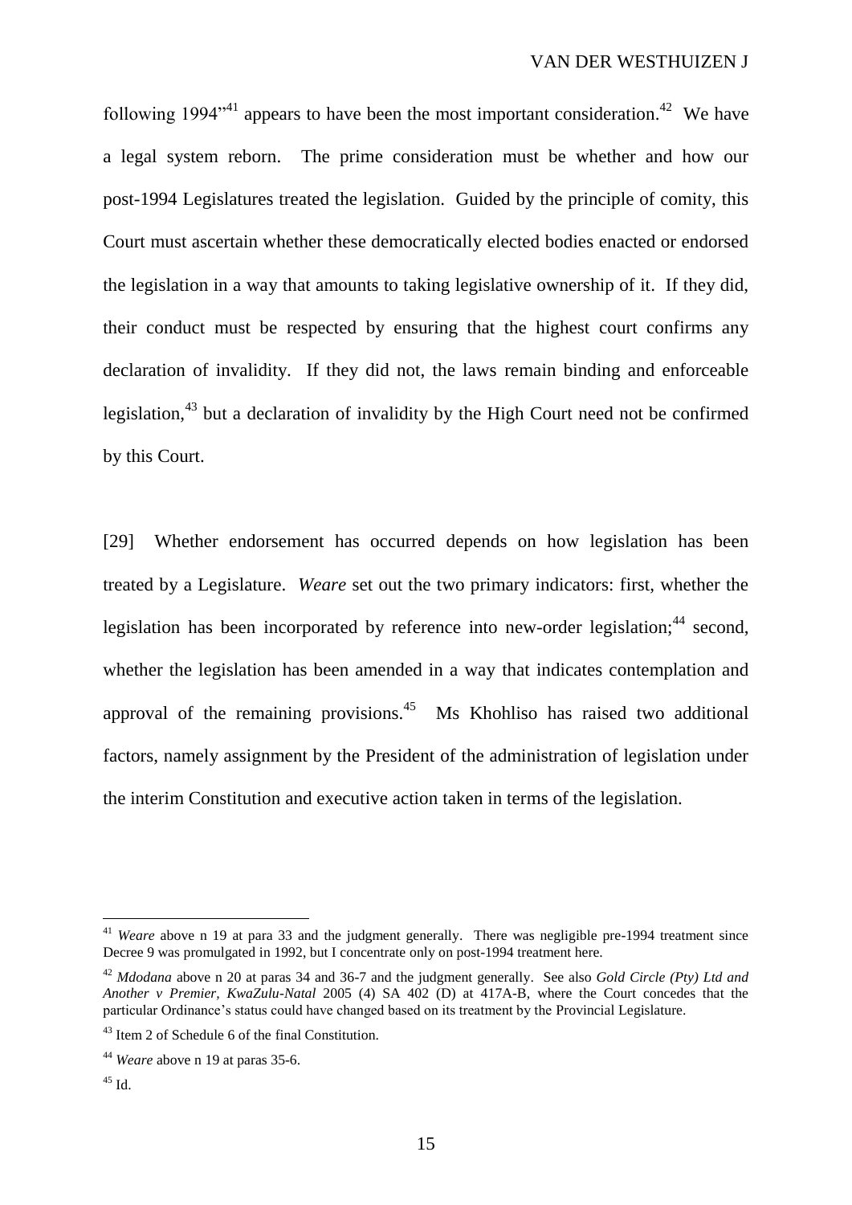following 1994"[41] appears to have been the most important consideration.[42] We have a legal system reborn. The prime consideration must be whether and how our post-1994 Legislatures treated the legislation. Guided by the principle of comity, this Court must ascertain whether these democratically elected bodies enacted or endorsed the legislation in a way that amounts to taking legislative ownership of it. If they did, their conduct must be respected by ensuring that the highest court confirms any declaration of invalidity. If they did not, the laws remain binding and enforceable legislation,[43] but a declaration of invalidity by the High Court need not be confirmed by this Court.

[29] Whether endorsement has occurred depends on how legislation has been treated by a Legislature. *Weare* set out the two primary indicators: first, whether the legislation has been incorporated by reference into new-order legislation;[44] second, whether the legislation has been amended in a way that indicates contemplation and approval of the remaining provisions.[45] Ms Khohliso has raised two additional factors, namely assignment by the President of the administration of legislation under the interim Constitution and executive action taken in terms of the legislation.

---

[41] *Weare* above n 19 at para 33 and the judgment generally. There was negligible pre-1994 treatment since Decree 9 was promulgated in 1992, but I concentrate only on post-1994 treatment here.

[42] *Mdodana* above n 20 at paras 34 and 36-7 and the judgment generally. See also *Gold Circle (Pty) Ltd and Another v Premier, KwaZulu-Natal* 2005 (4) SA 402 (D) at 417A-B, where the Court concedes that the particular Ordinance's status could have changed based on its treatment by the Provincial Legislature.

[43] Item 2 of Schedule 6 of the final Constitution.

[44] *Weare* above n 19 at paras 35-6.

[45] Id.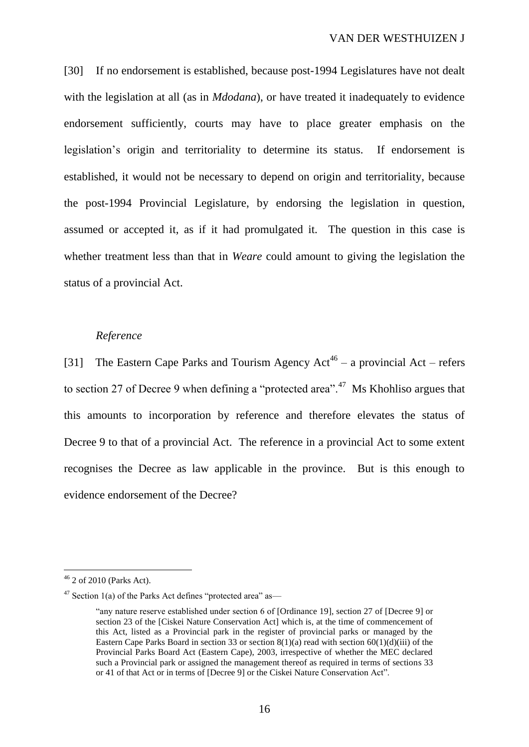[30] If no endorsement is established, because post-1994 Legislatures have not dealt with the legislation at all (as in *Mdodana*), or have treated it inadequately to evidence endorsement sufficiently, courts may have to place greater emphasis on the legislation's origin and territoriality to determine its status. If endorsement is established, it would not be necessary to depend on origin and territoriality, because the post-1994 Provincial Legislature, by endorsing the legislation in question, assumed or accepted it, as if it had promulgated it. The question in this case is whether treatment less than that in *Weare* could amount to giving the legislation the status of a provincial Act.

*Reference*

[31] The Eastern Cape Parks and Tourism Agency Act[46] – a provincial Act – refers to section 27 of Decree 9 when defining a "protected area".[47] Ms Khohliso argues that this amounts to incorporation by reference and therefore elevates the status of Decree 9 to that of a provincial Act. The reference in a provincial Act to some extent recognises the Decree as law applicable in the province. But is this enough to evidence endorsement of the Decree?

---

[46] 2 of 2010 (Parks Act).

[47] Section 1(a) of the Parks Act defines "protected area" as—

> "any nature reserve established under section 6 of [Ordinance 19], section 27 of [Decree 9] or section 23 of the [Ciskei Nature Conservation Act] which is, at the time of commencement of this Act, listed as a Provincial park in the register of provincial parks or managed by the Eastern Cape Parks Board in section 33 or section 8(1)(a) read with section 60(1)(d)(iii) of the Provincial Parks Board Act (Eastern Cape), 2003, irrespective of whether the MEC declared such a Provincial park or assigned the management thereof as required in terms of sections 33 or 41 of that Act or in terms of [Decree 9] or the Ciskei Nature Conservation Act".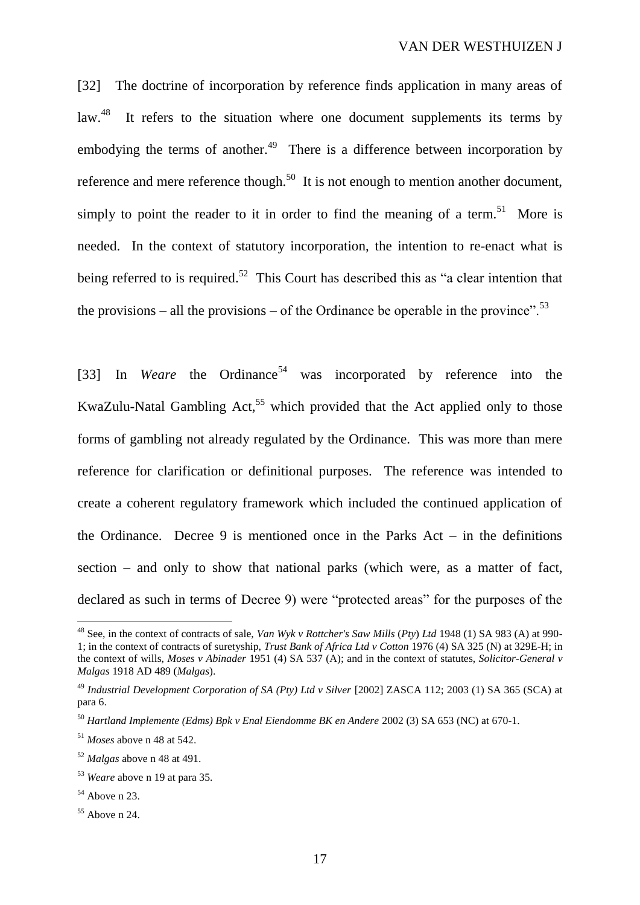[32] The doctrine of incorporation by reference finds application in many areas of law.[48] It refers to the situation where one document supplements its terms by embodying the terms of another.[49] There is a difference between incorporation by reference and mere reference though.[50] It is not enough to mention another document, simply to point the reader to it in order to find the meaning of a term.[51] More is needed. In the context of statutory incorporation, the intention to re-enact what is being referred to is required.[52] This Court has described this as "a clear intention that the provisions – all the provisions – of the Ordinance be operable in the province".[53]

[33] In *Weare* the Ordinance[54] was incorporated by reference into the KwaZulu-Natal Gambling Act,[55] which provided that the Act applied only to those forms of gambling not already regulated by the Ordinance. This was more than mere reference for clarification or definitional purposes. The reference was intended to create a coherent regulatory framework which included the continued application of the Ordinance. Decree 9 is mentioned once in the Parks Act – in the definitions section – and only to show that national parks (which were, as a matter of fact, declared as such in terms of Decree 9) were "protected areas" for the purposes of the

---

[48] See, in the context of contracts of sale, *Van Wyk v Rottcher's Saw Mills* (*Pty*) *Ltd* 1948 (1) SA 983 (A) at 990-1; in the context of contracts of suretyship, *Trust Bank of Africa Ltd v Cotton* 1976 (4) SA 325 (N) at 329E-H; in the context of wills, *Moses v Abinader* 1951 (4) SA 537 (A); and in the context of statutes, *Solicitor-General v Malgas* 1918 AD 489 (*Malgas*).

[49] *Industrial Development Corporation of SA (Pty) Ltd v Silver* [2002] ZASCA 112; 2003 (1) SA 365 (SCA) at para 6.

[50] *Hartland Implemente (Edms) Bpk v Enal Eiendomme BK en Andere* 2002 (3) SA 653 (NC) at 670-1.

[51] *Moses* above n 48 at 542.

[52] *Malgas* above n 48 at 491.

[53] *Weare* above n 19 at para 35.

[54] Above n 23.

[55] Above n 24.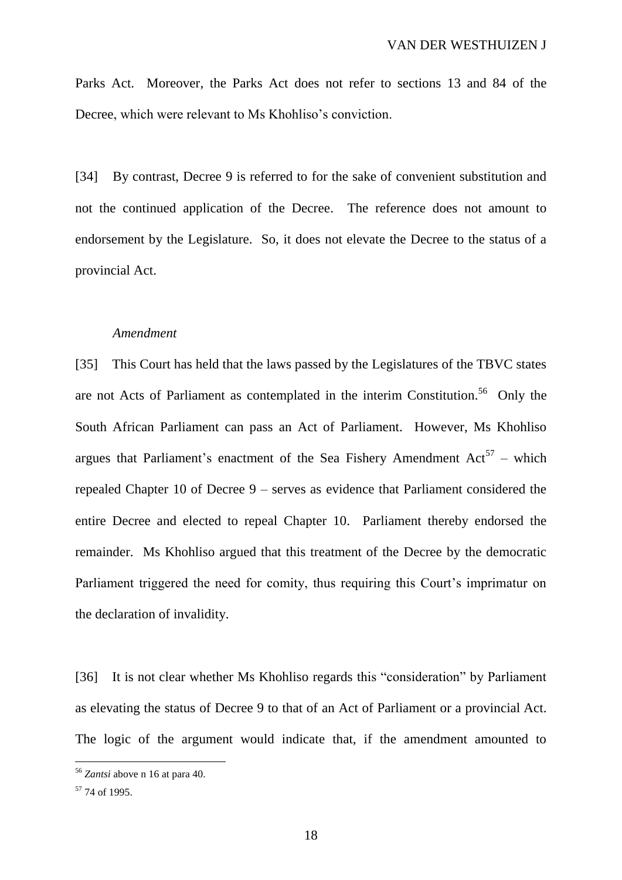Parks Act. Moreover, the Parks Act does not refer to sections 13 and 84 of the Decree, which were relevant to Ms Khohliso's conviction.

[34] By contrast, Decree 9 is referred to for the sake of convenient substitution and not the continued application of the Decree. The reference does not amount to endorsement by the Legislature. So, it does not elevate the Decree to the status of a provincial Act.

*Amendment*

[35] This Court has held that the laws passed by the Legislatures of the TBVC states are not Acts of Parliament as contemplated in the interim Constitution.[56] Only the South African Parliament can pass an Act of Parliament. However, Ms Khohliso argues that Parliament's enactment of the Sea Fishery Amendment Act[57] – which repealed Chapter 10 of Decree 9 – serves as evidence that Parliament considered the entire Decree and elected to repeal Chapter 10. Parliament thereby endorsed the remainder. Ms Khohliso argued that this treatment of the Decree by the democratic Parliament triggered the need for comity, thus requiring this Court's imprimatur on the declaration of invalidity.

[36] It is not clear whether Ms Khohliso regards this "consideration" by Parliament as elevating the status of Decree 9 to that of an Act of Parliament or a provincial Act. The logic of the argument would indicate that, if the amendment amounted to

---

[56] *Zantsi* above n 16 at para 40.

[57] 74 of 1995.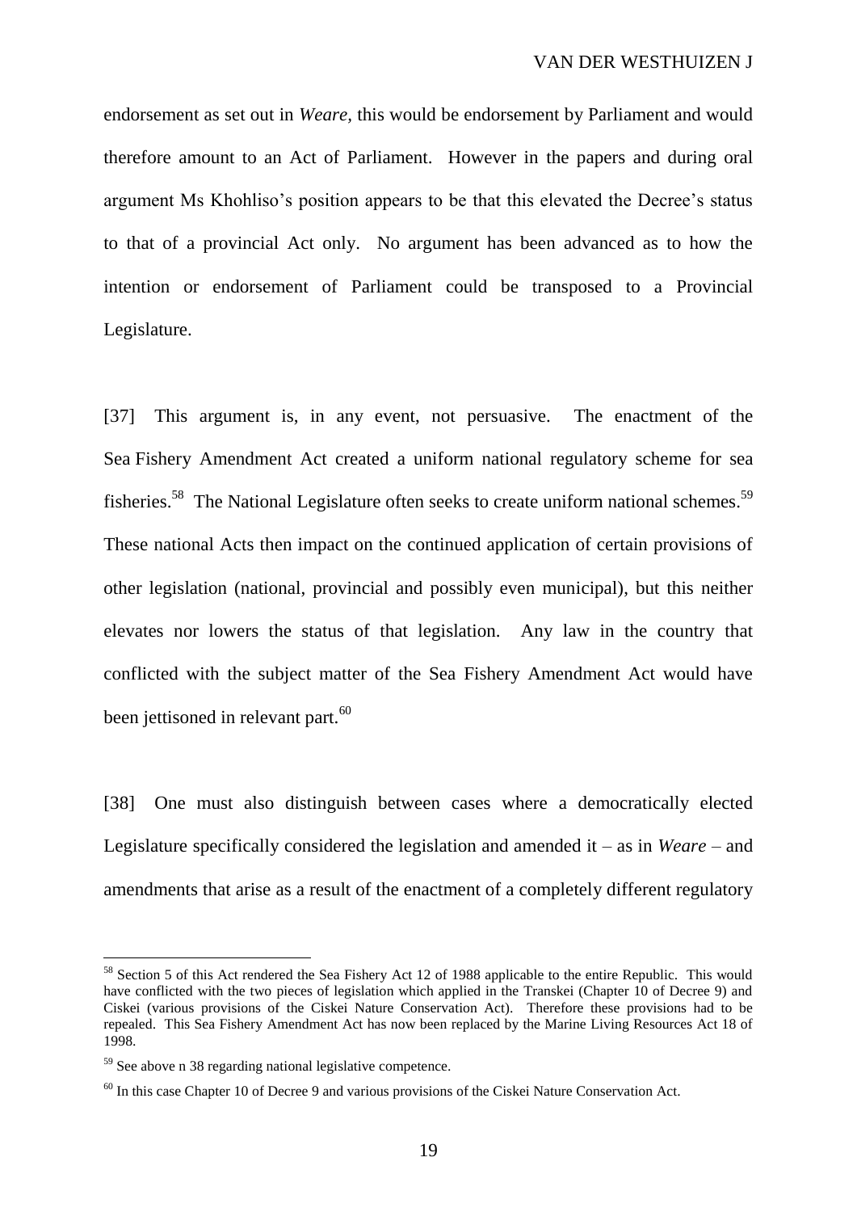endorsement as set out in *Weare*, this would be endorsement by Parliament and would therefore amount to an Act of Parliament. However in the papers and during oral argument Ms Khohliso's position appears to be that this elevated the Decree's status to that of a provincial Act only. No argument has been advanced as to how the intention or endorsement of Parliament could be transposed to a Provincial Legislature.

[37] This argument is, in any event, not persuasive. The enactment of the Sea Fishery Amendment Act created a uniform national regulatory scheme for sea fisheries.[58] The National Legislature often seeks to create uniform national schemes.[59] These national Acts then impact on the continued application of certain provisions of other legislation (national, provincial and possibly even municipal), but this neither elevates nor lowers the status of that legislation. Any law in the country that conflicted with the subject matter of the Sea Fishery Amendment Act would have been jettisoned in relevant part.[60]

[38] One must also distinguish between cases where a democratically elected Legislature specifically considered the legislation and amended it – as in *Weare* – and amendments that arise as a result of the enactment of a completely different regulatory

---

[58] Section 5 of this Act rendered the Sea Fishery Act 12 of 1988 applicable to the entire Republic. This would have conflicted with the two pieces of legislation which applied in the Transkei (Chapter 10 of Decree 9) and Ciskei (various provisions of the Ciskei Nature Conservation Act). Therefore these provisions had to be repealed. This Sea Fishery Amendment Act has now been replaced by the Marine Living Resources Act 18 of 1998.

[59] See above n 38 regarding national legislative competence.

[60] In this case Chapter 10 of Decree 9 and various provisions of the Ciskei Nature Conservation Act.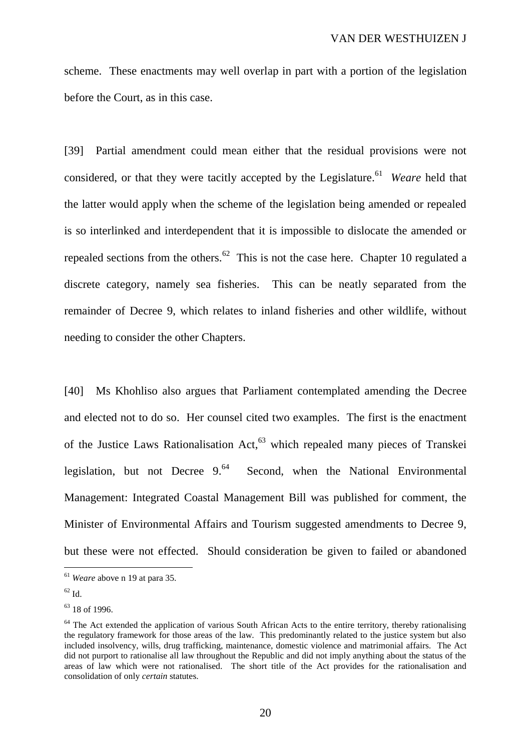scheme. These enactments may well overlap in part with a portion of the legislation before the Court, as in this case.

[39] Partial amendment could mean either that the residual provisions were not considered, or that they were tacitly accepted by the Legislature.[61] *Weare* held that the latter would apply when the scheme of the legislation being amended or repealed is so interlinked and interdependent that it is impossible to dislocate the amended or repealed sections from the others.[62] This is not the case here. Chapter 10 regulated a discrete category, namely sea fisheries. This can be neatly separated from the remainder of Decree 9, which relates to inland fisheries and other wildlife, without needing to consider the other Chapters.

[40] Ms Khohliso also argues that Parliament contemplated amending the Decree and elected not to do so. Her counsel cited two examples. The first is the enactment of the Justice Laws Rationalisation Act,[63] which repealed many pieces of Transkei legislation, but not Decree 9.[64] Second, when the National Environmental Management: Integrated Coastal Management Bill was published for comment, the Minister of Environmental Affairs and Tourism suggested amendments to Decree 9, but these were not effected. Should consideration be given to failed or abandoned

---

[61] *Weare* above n 19 at para 35.

[62] Id.

[63] 18 of 1996.

[64] The Act extended the application of various South African Acts to the entire territory, thereby rationalising the regulatory framework for those areas of the law. This predominantly related to the justice system but also included insolvency, wills, drug trafficking, maintenance, domestic violence and matrimonial affairs. The Act did not purport to rationalise all law throughout the Republic and did not imply anything about the status of the areas of law which were not rationalised. The short title of the Act provides for the rationalisation and consolidation of only *certain* statutes.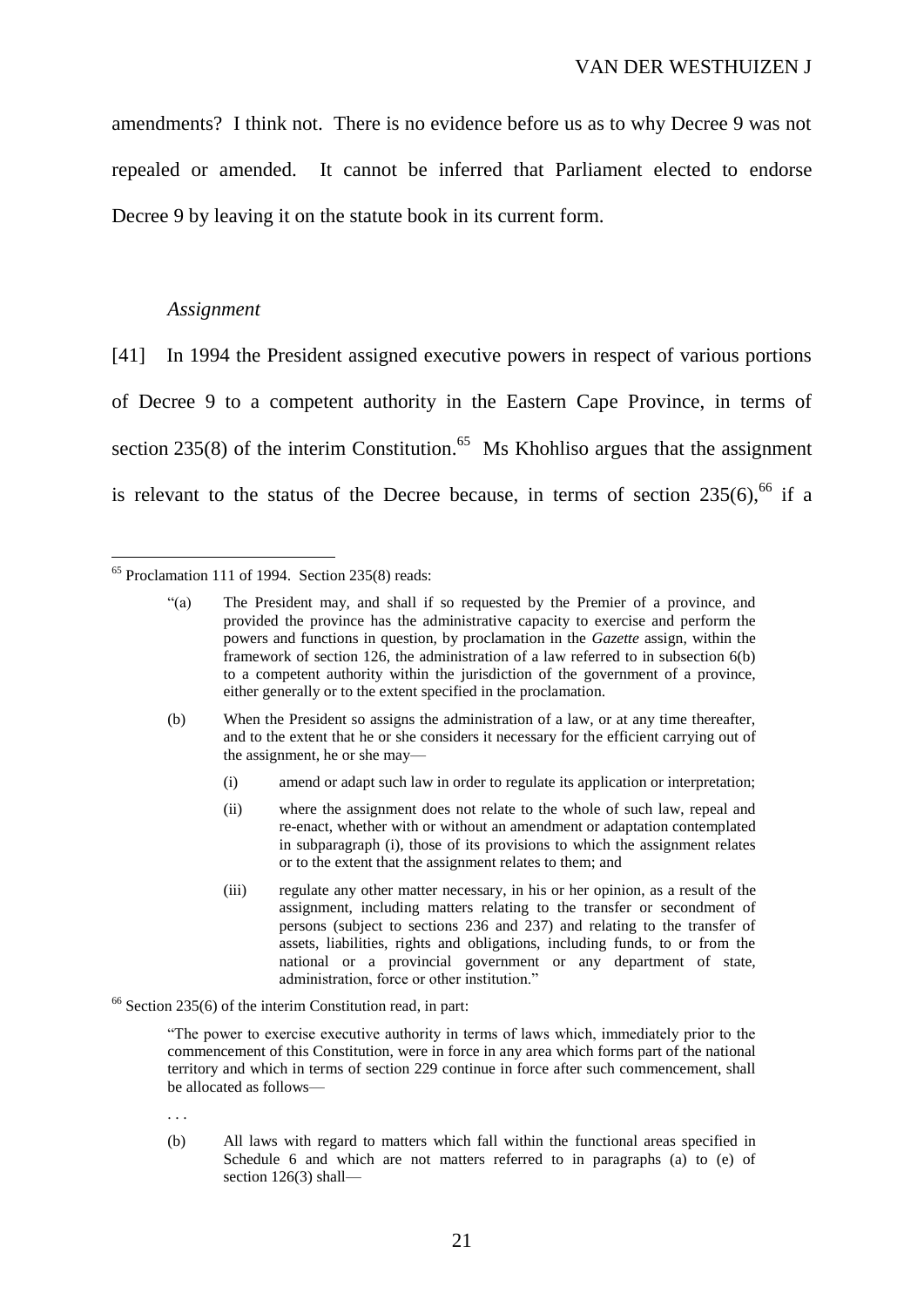amendments? I think not. There is no evidence before us as to why Decree 9 was not repealed or amended. It cannot be inferred that Parliament elected to endorse Decree 9 by leaving it on the statute book in its current form.

*Assignment*

[41] In 1994 the President assigned executive powers in respect of various portions of Decree 9 to a competent authority in the Eastern Cape Province, in terms of section 235(8) of the interim Constitution.[65] Ms Khohliso argues that the assignment is relevant to the status of the Decree because, in terms of section 235(6),[66] if a

---

[65] Proclamation 111 of 1994. Section 235(8) reads:

> "(a) The President may, and shall if so requested by the Premier of a province, and provided the province has the administrative capacity to exercise and perform the powers and functions in question, by proclamation in the *Gazette* assign, within the framework of section 126, the administration of a law referred to in subsection 6(b) to a competent authority within the jurisdiction of the government of a province, either generally or to the extent specified in the proclamation.
>
> (b) When the President so assigns the administration of a law, or at any time thereafter, and to the extent that he or she considers it necessary for the efficient carrying out of the assignment, he or she may—
>
> (i) amend or adapt such law in order to regulate its application or interpretation;
>
> (ii) where the assignment does not relate to the whole of such law, repeal and re-enact, whether with or without an amendment or adaptation contemplated in subparagraph (i), those of its provisions to which the assignment relates or to the extent that the assignment relates to them; and
>
> (iii) regulate any other matter necessary, in his or her opinion, as a result of the assignment, including matters relating to the transfer or secondment of persons (subject to sections 236 and 237) and relating to the transfer of assets, liabilities, rights and obligations, including funds, to or from the national or a provincial government or any department of state, administration, force or other institution."

[66] Section 235(6) of the interim Constitution read, in part:

> "The power to exercise executive authority in terms of laws which, immediately prior to the commencement of this Constitution, were in force in any area which forms part of the national territory and which in terms of section 229 continue in force after such commencement, shall be allocated as follows—
>
> . . .
>
> (b) All laws with regard to matters which fall within the functional areas specified in Schedule 6 and which are not matters referred to in paragraphs (a) to (e) of section 126(3) shall—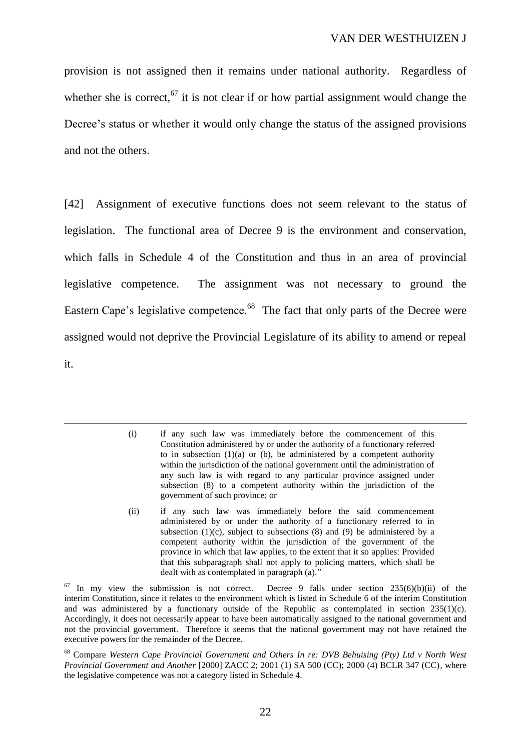provision is not assigned then it remains under national authority. Regardless of whether she is correct,[67] it is not clear if or how partial assignment would change the Decree's status or whether it would only change the status of the assigned provisions and not the others.

[42] Assignment of executive functions does not seem relevant to the status of legislation. The functional area of Decree 9 is the environment and conservation, which falls in Schedule 4 of the Constitution and thus in an area of provincial legislative competence. The assignment was not necessary to ground the Eastern Cape's legislative competence.[68] The fact that only parts of the Decree were assigned would not deprive the Provincial Legislature of its ability to amend or repeal it.

---

> (i) if any such law was immediately before the commencement of this Constitution administered by or under the authority of a functionary referred to in subsection (1)(a) or (b), be administered by a competent authority within the jurisdiction of the national government until the administration of any such law is with regard to any particular province assigned under subsection (8) to a competent authority within the jurisdiction of the government of such province; or
>
> (ii) if any such law was immediately before the said commencement administered by or under the authority of a functionary referred to in subsection (1)(c), subject to subsections (8) and (9) be administered by a competent authority within the jurisdiction of the government of the province in which that law applies, to the extent that it so applies: Provided that this subparagraph shall not apply to policing matters, which shall be dealt with as contemplated in paragraph (a)."

[67] In my view the submission is not correct. Decree 9 falls under section 235(6)(b)(ii) of the interim Constitution, since it relates to the environment which is listed in Schedule 6 of the interim Constitution and was administered by a functionary outside of the Republic as contemplated in section 235(1)(c). Accordingly, it does not necessarily appear to have been automatically assigned to the national government and not the provincial government. Therefore it seems that the national government may not have retained the executive powers for the remainder of the Decree.

[68] Compare *Western Cape Provincial Government and Others In re: DVB Behuising (Pty) Ltd v North West Provincial Government and Another* [2000] ZACC 2; 2001 (1) SA 500 (CC); 2000 (4) BCLR 347 (CC), where the legislative competence was not a category listed in Schedule 4.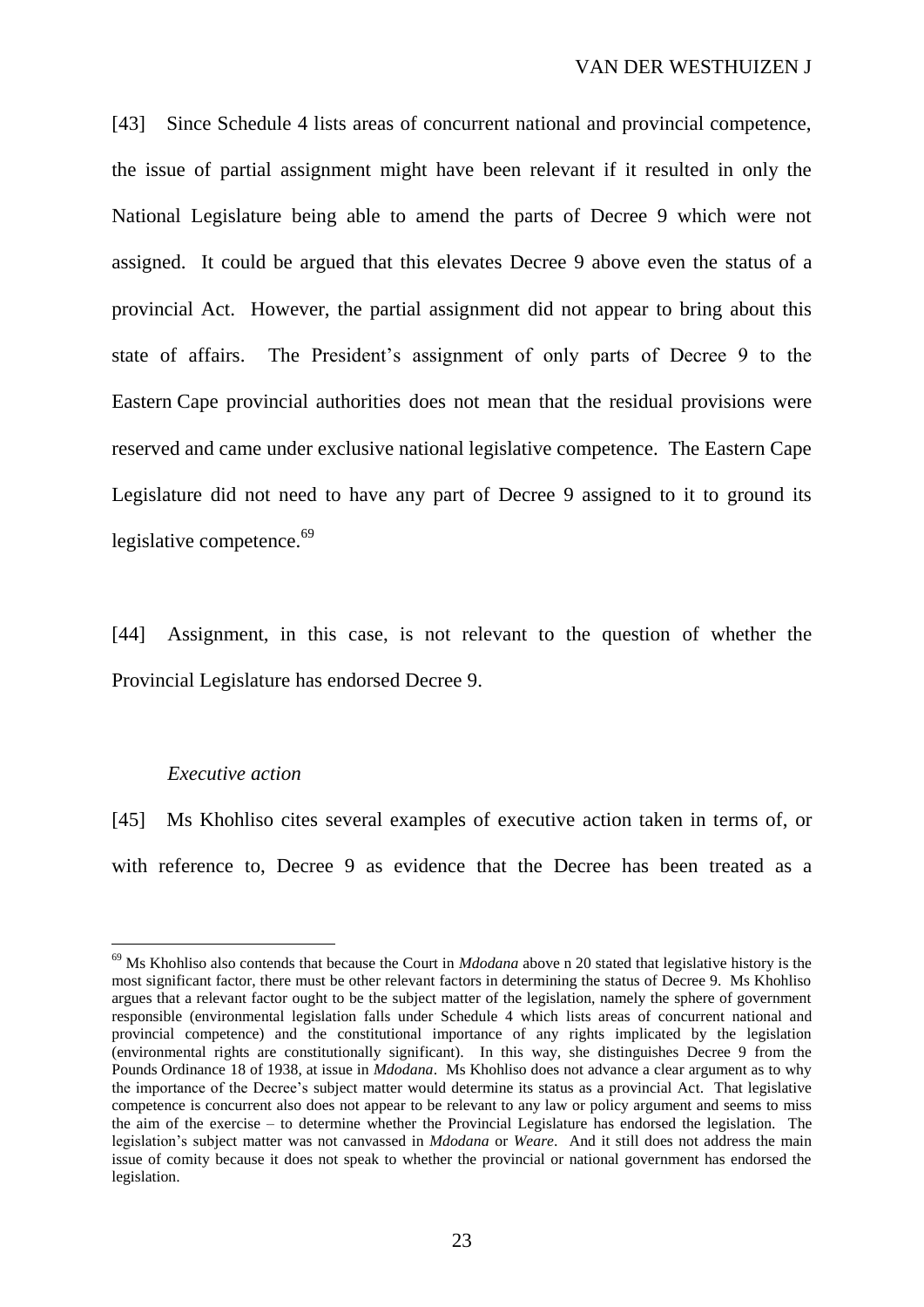[43] Since Schedule 4 lists areas of concurrent national and provincial competence, the issue of partial assignment might have been relevant if it resulted in only the National Legislature being able to amend the parts of Decree 9 which were not assigned. It could be argued that this elevates Decree 9 above even the status of a provincial Act. However, the partial assignment did not appear to bring about this state of affairs. The President's assignment of only parts of Decree 9 to the Eastern Cape provincial authorities does not mean that the residual provisions were reserved and came under exclusive national legislative competence. The Eastern Cape Legislature did not need to have any part of Decree 9 assigned to it to ground its legislative competence.[69]

[44] Assignment, in this case, is not relevant to the question of whether the Provincial Legislature has endorsed Decree 9.

*Executive action*

[45] Ms Khohliso cites several examples of executive action taken in terms of, or with reference to, Decree 9 as evidence that the Decree has been treated as a

---

[69] Ms Khohliso also contends that because the Court in *Mdodana* above n 20 stated that legislative history is the most significant factor, there must be other relevant factors in determining the status of Decree 9. Ms Khohliso argues that a relevant factor ought to be the subject matter of the legislation, namely the sphere of government responsible (environmental legislation falls under Schedule 4 which lists areas of concurrent national and provincial competence) and the constitutional importance of any rights implicated by the legislation (environmental rights are constitutionally significant). In this way, she distinguishes Decree 9 from the Pounds Ordinance 18 of 1938, at issue in *Mdodana*. Ms Khohliso does not advance a clear argument as to why the importance of the Decree's subject matter would determine its status as a provincial Act. That legislative competence is concurrent also does not appear to be relevant to any law or policy argument and seems to miss the aim of the exercise – to determine whether the Provincial Legislature has endorsed the legislation. The legislation's subject matter was not canvassed in *Mdodana* or *Weare*. And it still does not address the main issue of comity because it does not speak to whether the provincial or national government has endorsed the legislation.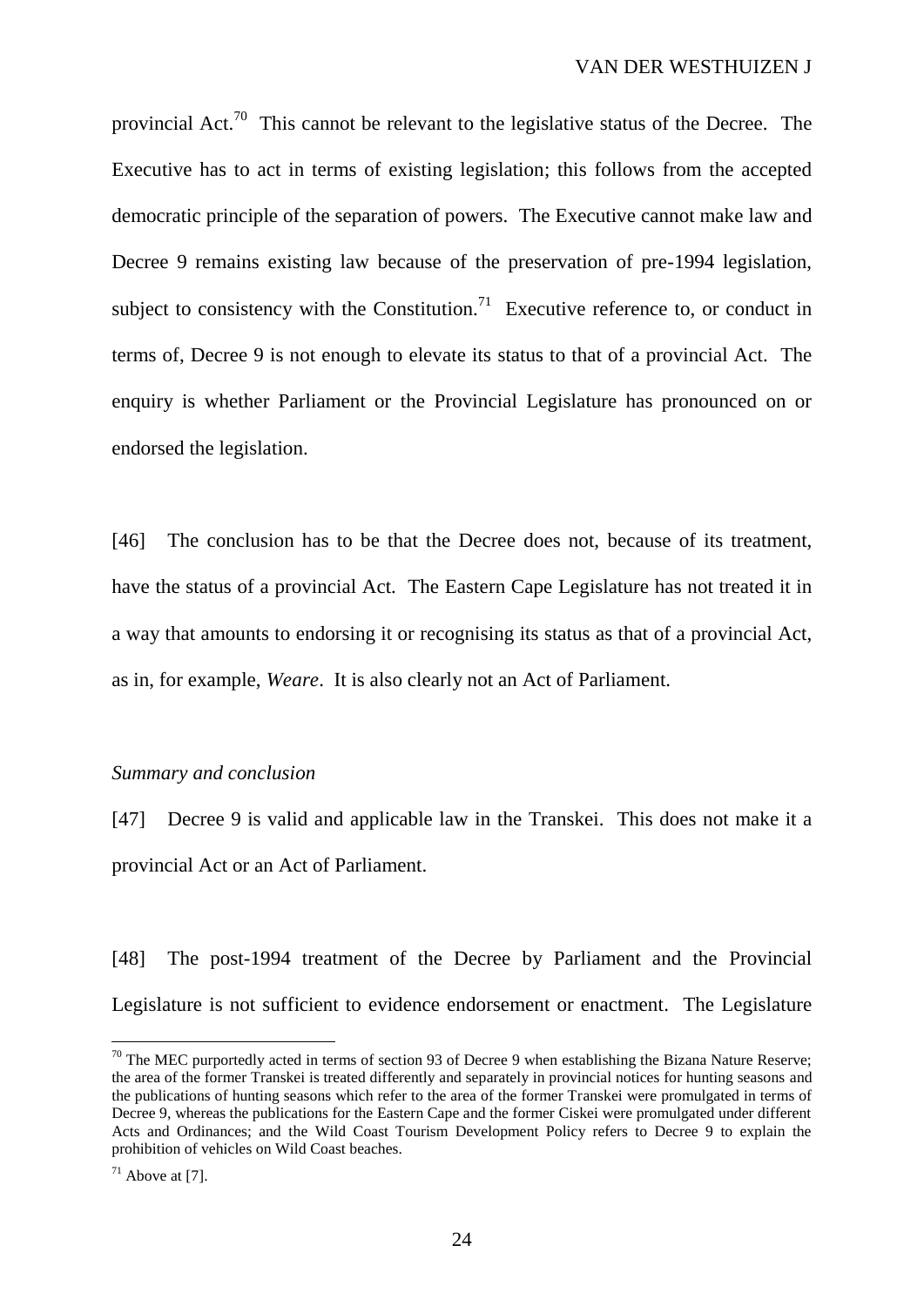provincial Act.[70] This cannot be relevant to the legislative status of the Decree. The Executive has to act in terms of existing legislation; this follows from the accepted democratic principle of the separation of powers. The Executive cannot make law and Decree 9 remains existing law because of the preservation of pre-1994 legislation, subject to consistency with the Constitution.[71] Executive reference to, or conduct in terms of, Decree 9 is not enough to elevate its status to that of a provincial Act. The enquiry is whether Parliament or the Provincial Legislature has pronounced on or endorsed the legislation.

[46] The conclusion has to be that the Decree does not, because of its treatment, have the status of a provincial Act. The Eastern Cape Legislature has not treated it in a way that amounts to endorsing it or recognising its status as that of a provincial Act, as in, for example, *Weare*. It is also clearly not an Act of Parliament.

*Summary and conclusion*

[47] Decree 9 is valid and applicable law in the Transkei. This does not make it a provincial Act or an Act of Parliament.

[48] The post-1994 treatment of the Decree by Parliament and the Provincial Legislature is not sufficient to evidence endorsement or enactment. The Legislature

---

[70] The MEC purportedly acted in terms of section 93 of Decree 9 when establishing the Bizana Nature Reserve; the area of the former Transkei is treated differently and separately in provincial notices for hunting seasons and the publications of hunting seasons which refer to the area of the former Transkei were promulgated in terms of Decree 9, whereas the publications for the Eastern Cape and the former Ciskei were promulgated under different Acts and Ordinances; and the Wild Coast Tourism Development Policy refers to Decree 9 to explain the prohibition of vehicles on Wild Coast beaches.

[71] Above at [7].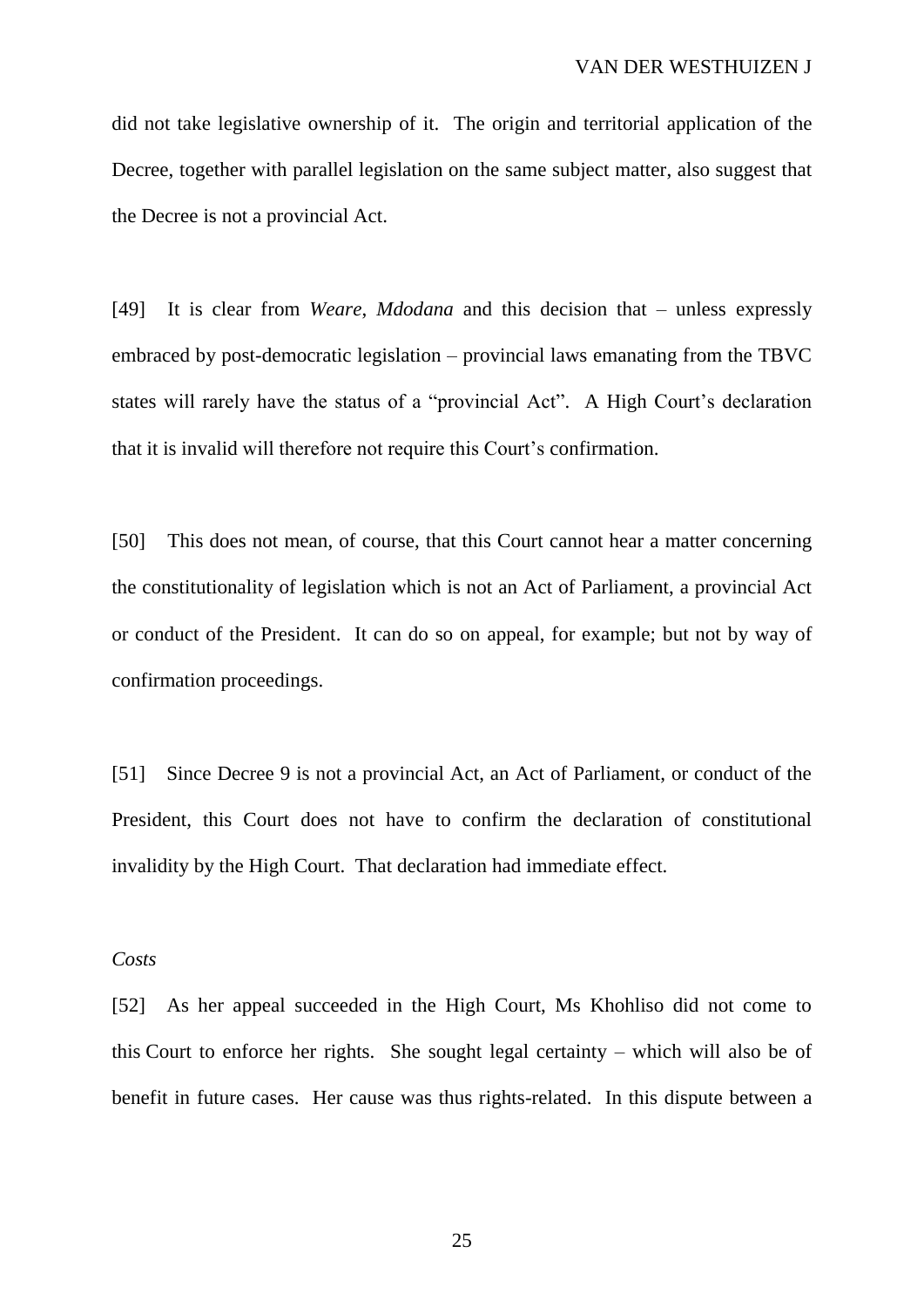did not take legislative ownership of it. The origin and territorial application of the Decree, together with parallel legislation on the same subject matter, also suggest that the Decree is not a provincial Act.

[49] It is clear from *Weare*, *Mdodana* and this decision that – unless expressly embraced by post-democratic legislation – provincial laws emanating from the TBVC states will rarely have the status of a "provincial Act". A High Court's declaration that it is invalid will therefore not require this Court's confirmation.

[50] This does not mean, of course, that this Court cannot hear a matter concerning the constitutionality of legislation which is not an Act of Parliament, a provincial Act or conduct of the President. It can do so on appeal, for example; but not by way of confirmation proceedings.

[51] Since Decree 9 is not a provincial Act, an Act of Parliament, or conduct of the President, this Court does not have to confirm the declaration of constitutional invalidity by the High Court. That declaration had immediate effect.

*Costs*

[52] As her appeal succeeded in the High Court, Ms Khohliso did not come to this Court to enforce her rights. She sought legal certainty – which will also be of benefit in future cases. Her cause was thus rights-related. In this dispute between a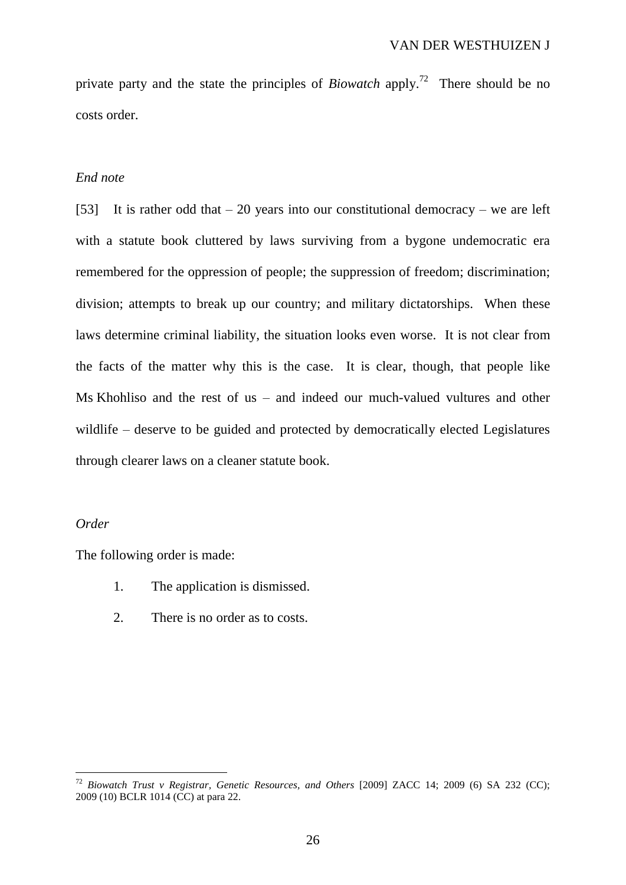private party and the state the principles of *Biowatch* apply.[72] There should be no costs order.

*End note*

[53] It is rather odd that – 20 years into our constitutional democracy – we are left with a statute book cluttered by laws surviving from a bygone undemocratic era remembered for the oppression of people; the suppression of freedom; discrimination; division; attempts to break up our country; and military dictatorships. When these laws determine criminal liability, the situation looks even worse. It is not clear from the facts of the matter why this is the case. It is clear, though, that people like Ms Khohliso and the rest of us – and indeed our much-valued vultures and other wildlife – deserve to be guided and protected by democratically elected Legislatures through clearer laws on a cleaner statute book.

*Order*

The following order is made:

1. The application is dismissed.
2. There is no order as to costs.

---

[72] *Biowatch Trust v Registrar, Genetic Resources, and Others* [2009] ZACC 14; 2009 (6) SA 232 (CC); 2009 (10) BCLR 1014 (CC) at para 22.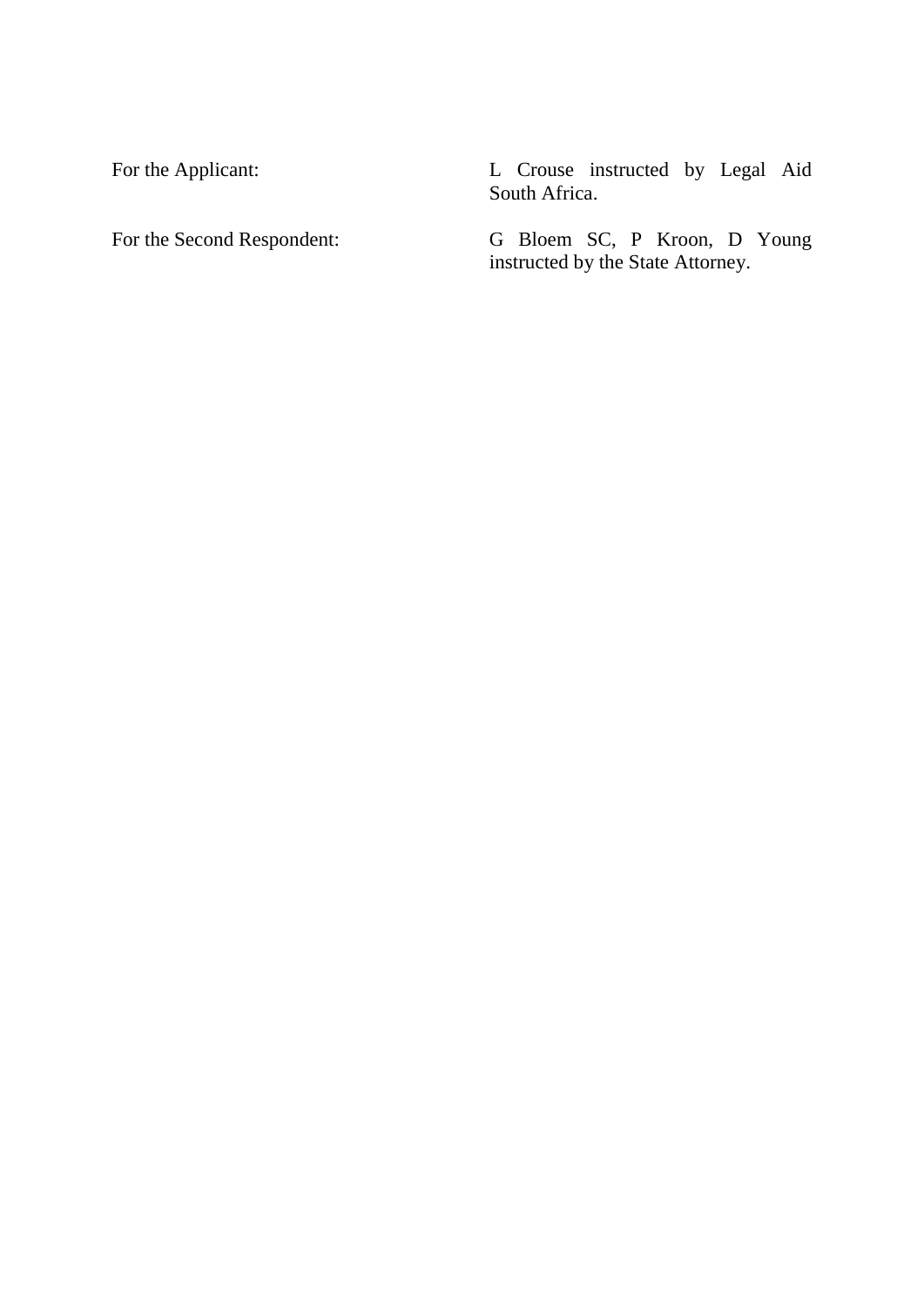| | |
|---|---|
| For the Applicant: | L Crouse instructed by Legal Aid South Africa. |
| For the Second Respondent: | G Bloem SC, P Kroon, D Young instructed by the State Attorney. |